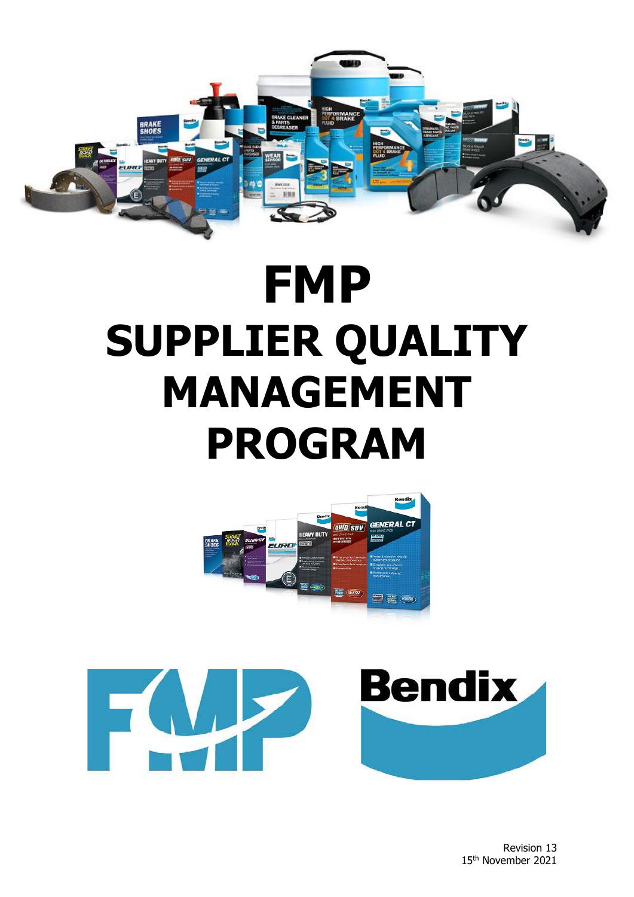# FMP
# SUPPLIER QUALITY MANAGEMENT PROGRAM

Revision 13
15th November 2021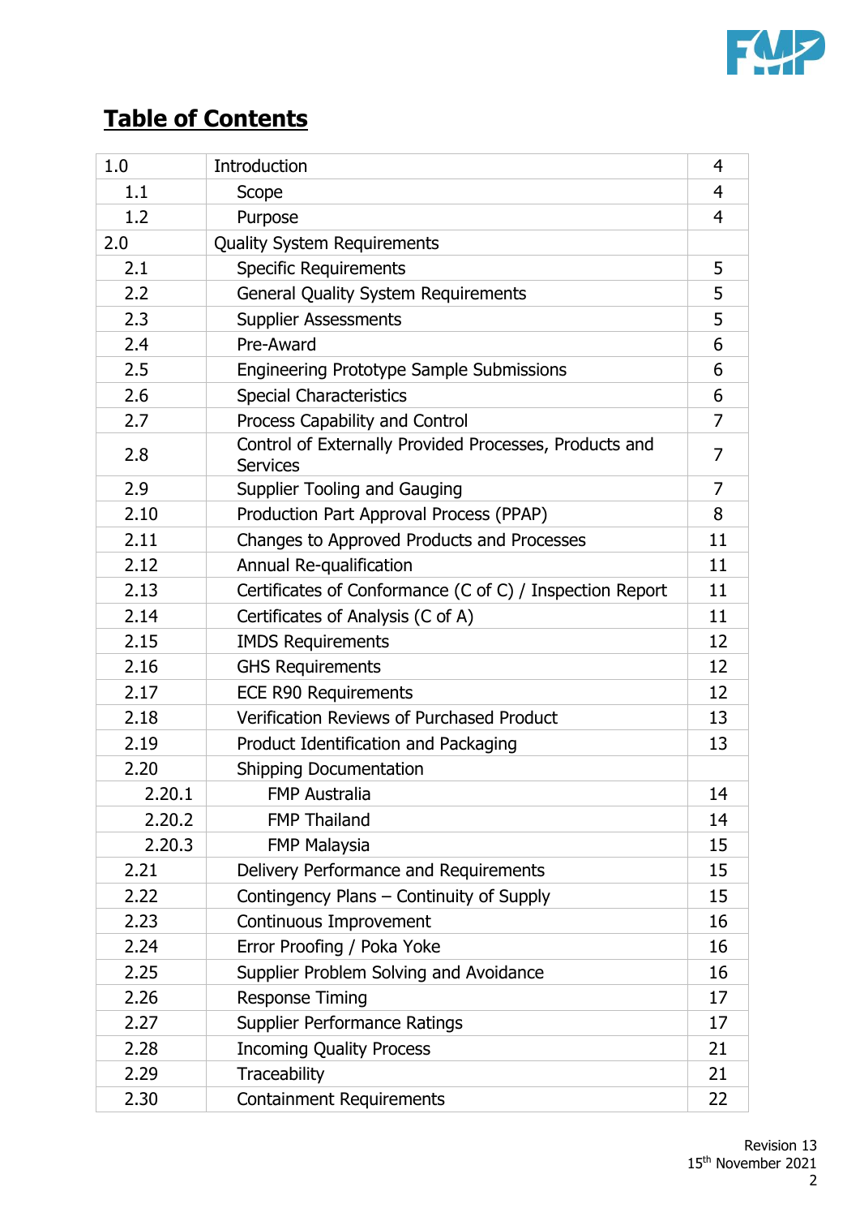# Table of Contents

| | | |
|---|---|---|
| 1.0 | Introduction | 4 |
| 1.1 | Scope | 4 |
| 1.2 | Purpose | 4 |
| 2.0 | Quality System Requirements | |
| 2.1 | Specific Requirements | 5 |
| 2.2 | General Quality System Requirements | 5 |
| 2.3 | Supplier Assessments | 5 |
| 2.4 | Pre-Award | 6 |
| 2.5 | Engineering Prototype Sample Submissions | 6 |
| 2.6 | Special Characteristics | 6 |
| 2.7 | Process Capability and Control | 7 |
| 2.8 | Control of Externally Provided Processes, Products and Services | 7 |
| 2.9 | Supplier Tooling and Gauging | 7 |
| 2.10 | Production Part Approval Process (PPAP) | 8 |
| 2.11 | Changes to Approved Products and Processes | 11 |
| 2.12 | Annual Re-qualification | 11 |
| 2.13 | Certificates of Conformance (C of C) / Inspection Report | 11 |
| 2.14 | Certificates of Analysis (C of A) | 11 |
| 2.15 | IMDS Requirements | 12 |
| 2.16 | GHS Requirements | 12 |
| 2.17 | ECE R90 Requirements | 12 |
| 2.18 | Verification Reviews of Purchased Product | 13 |
| 2.19 | Product Identification and Packaging | 13 |
| 2.20 | Shipping Documentation | |
| 2.20.1 | FMP Australia | 14 |
| 2.20.2 | FMP Thailand | 14 |
| 2.20.3 | FMP Malaysia | 15 |
| 2.21 | Delivery Performance and Requirements | 15 |
| 2.22 | Contingency Plans – Continuity of Supply | 15 |
| 2.23 | Continuous Improvement | 16 |
| 2.24 | Error Proofing / Poka Yoke | 16 |
| 2.25 | Supplier Problem Solving and Avoidance | 16 |
| 2.26 | Response Timing | 17 |
| 2.27 | Supplier Performance Ratings | 17 |
| 2.28 | Incoming Quality Process | 21 |
| 2.29 | Traceability | 21 |
| 2.30 | Containment Requirements | 22 |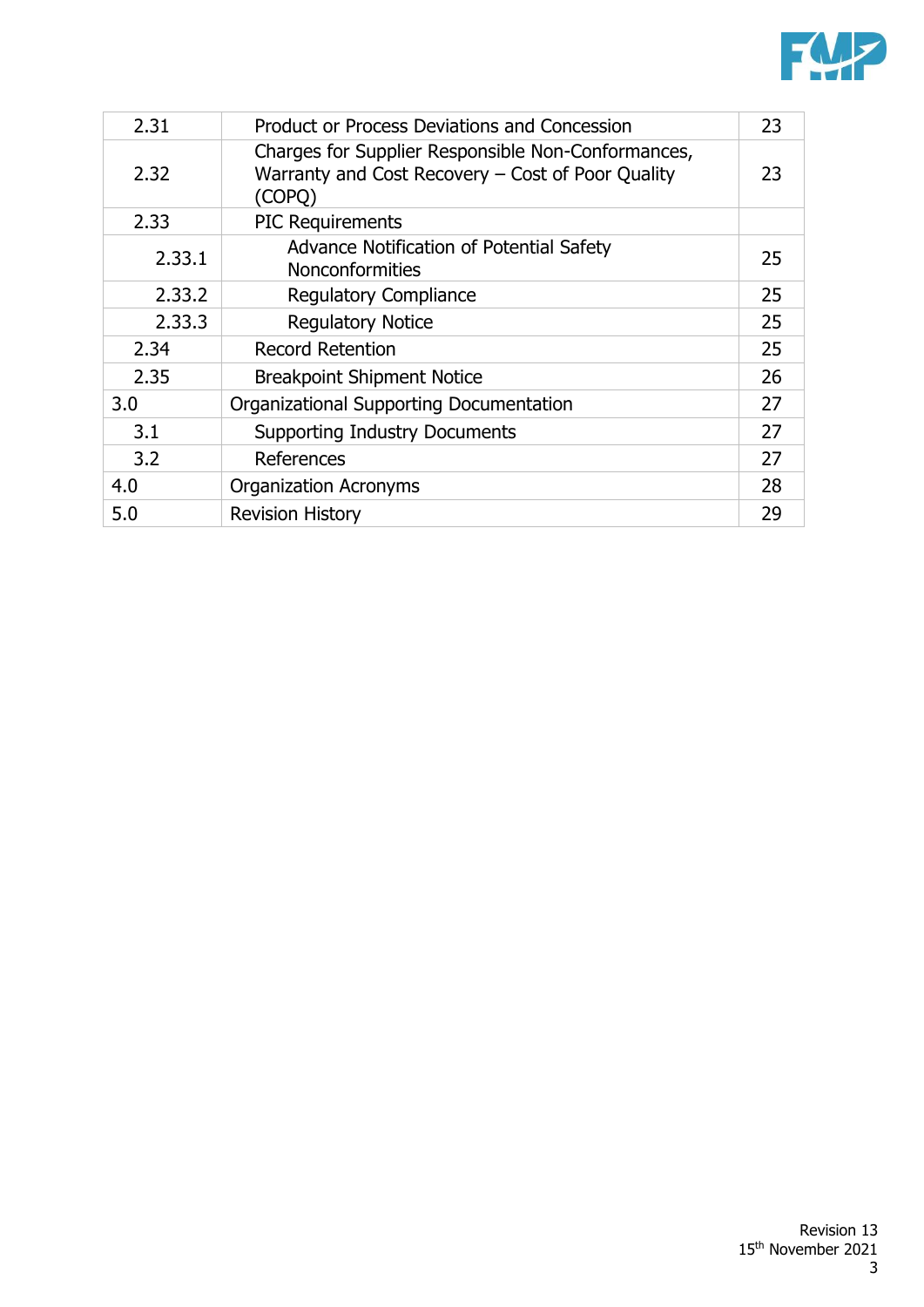| | | |
|---|---|---|
| 2.31 | Product or Process Deviations and Concession | 23 |
| 2.32 | Charges for Supplier Responsible Non-Conformances, Warranty and Cost Recovery – Cost of Poor Quality (COPQ) | 23 |
| 2.33 | PIC Requirements | |
| 2.33.1 | Advance Notification of Potential Safety Nonconformities | 25 |
| 2.33.2 | Regulatory Compliance | 25 |
| 2.33.3 | Regulatory Notice | 25 |
| 2.34 | Record Retention | 25 |
| 2.35 | Breakpoint Shipment Notice | 26 |
| 3.0 | Organizational Supporting Documentation | 27 |
| 3.1 | Supporting Industry Documents | 27 |
| 3.2 | References | 27 |
| 4.0 | Organization Acronyms | 28 |
| 5.0 | Revision History | 29 |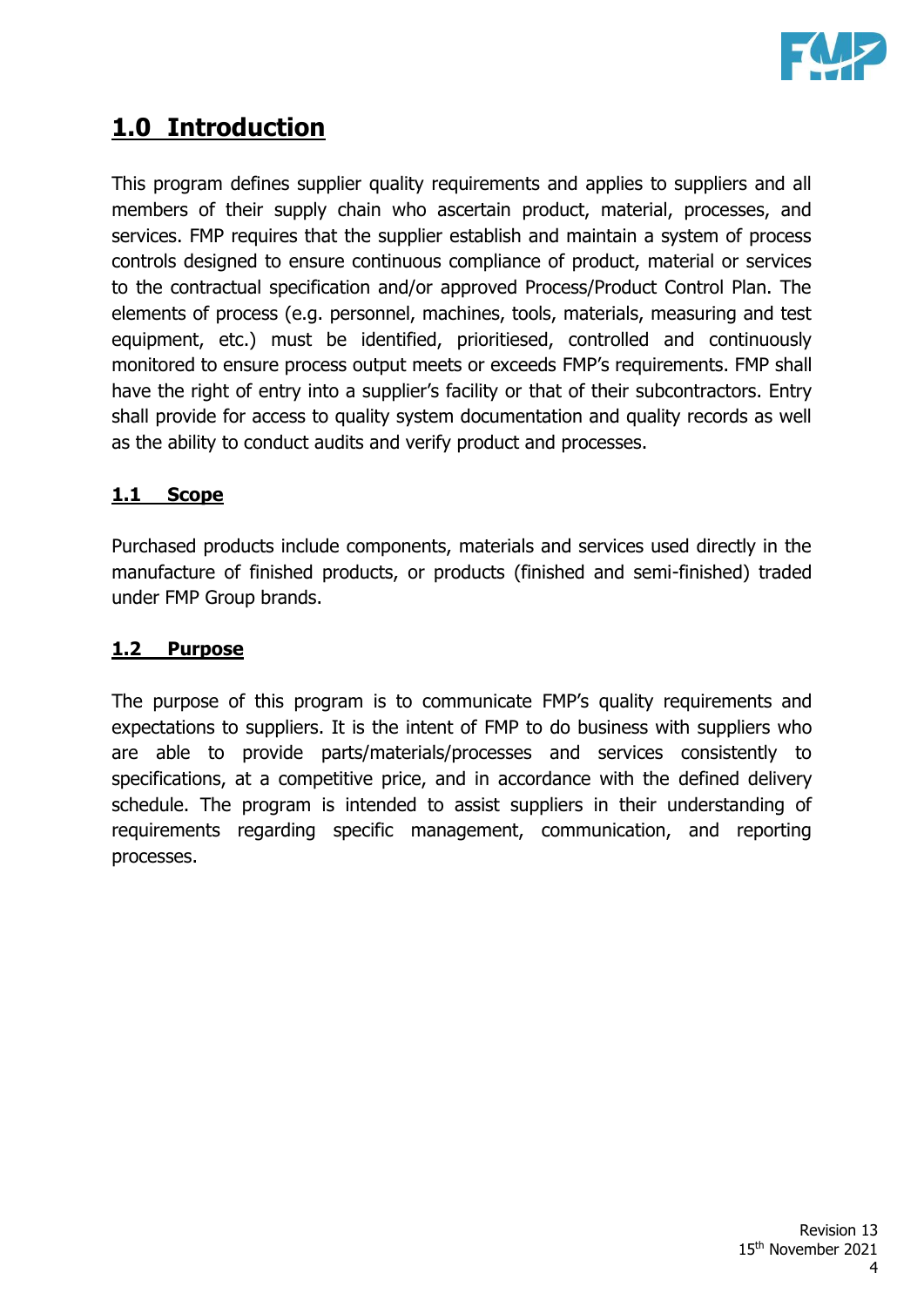# 1.0 Introduction

This program defines supplier quality requirements and applies to suppliers and all members of their supply chain who ascertain product, material, processes, and services. FMP requires that the supplier establish and maintain a system of process controls designed to ensure continuous compliance of product, material or services to the contractual specification and/or approved Process/Product Control Plan. The elements of process (e.g. personnel, machines, tools, materials, measuring and test equipment, etc.) must be identified, prioritiesed, controlled and continuously monitored to ensure process output meets or exceeds FMP's requirements. FMP shall have the right of entry into a supplier's facility or that of their subcontractors. Entry shall provide for access to quality system documentation and quality records as well as the ability to conduct audits and verify product and processes.

## 1.1 Scope

Purchased products include components, materials and services used directly in the manufacture of finished products, or products (finished and semi-finished) traded under FMP Group brands.

## 1.2 Purpose

The purpose of this program is to communicate FMP's quality requirements and expectations to suppliers. It is the intent of FMP to do business with suppliers who are able to provide parts/materials/processes and services consistently to specifications, at a competitive price, and in accordance with the defined delivery schedule. The program is intended to assist suppliers in their understanding of requirements regarding specific management, communication, and reporting processes.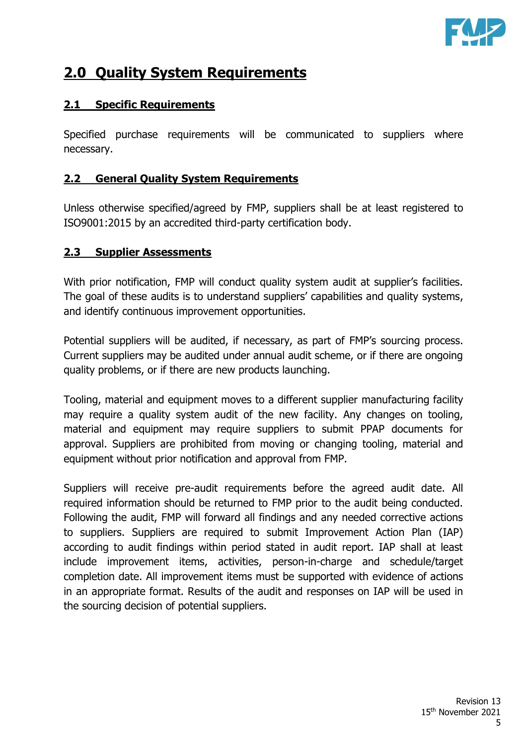# 2.0 Quality System Requirements

## 2.1 Specific Requirements

Specified purchase requirements will be communicated to suppliers where necessary.

## 2.2 General Quality System Requirements

Unless otherwise specified/agreed by FMP, suppliers shall be at least registered to ISO9001:2015 by an accredited third-party certification body.

## 2.3 Supplier Assessments

With prior notification, FMP will conduct quality system audit at supplier's facilities. The goal of these audits is to understand suppliers' capabilities and quality systems, and identify continuous improvement opportunities.

Potential suppliers will be audited, if necessary, as part of FMP's sourcing process. Current suppliers may be audited under annual audit scheme, or if there are ongoing quality problems, or if there are new products launching.

Tooling, material and equipment moves to a different supplier manufacturing facility may require a quality system audit of the new facility. Any changes on tooling, material and equipment may require suppliers to submit PPAP documents for approval. Suppliers are prohibited from moving or changing tooling, material and equipment without prior notification and approval from FMP.

Suppliers will receive pre-audit requirements before the agreed audit date. All required information should be returned to FMP prior to the audit being conducted. Following the audit, FMP will forward all findings and any needed corrective actions to suppliers. Suppliers are required to submit Improvement Action Plan (IAP) according to audit findings within period stated in audit report. IAP shall at least include improvement items, activities, person-in-charge and schedule/target completion date. All improvement items must be supported with evidence of actions in an appropriate format. Results of the audit and responses on IAP will be used in the sourcing decision of potential suppliers.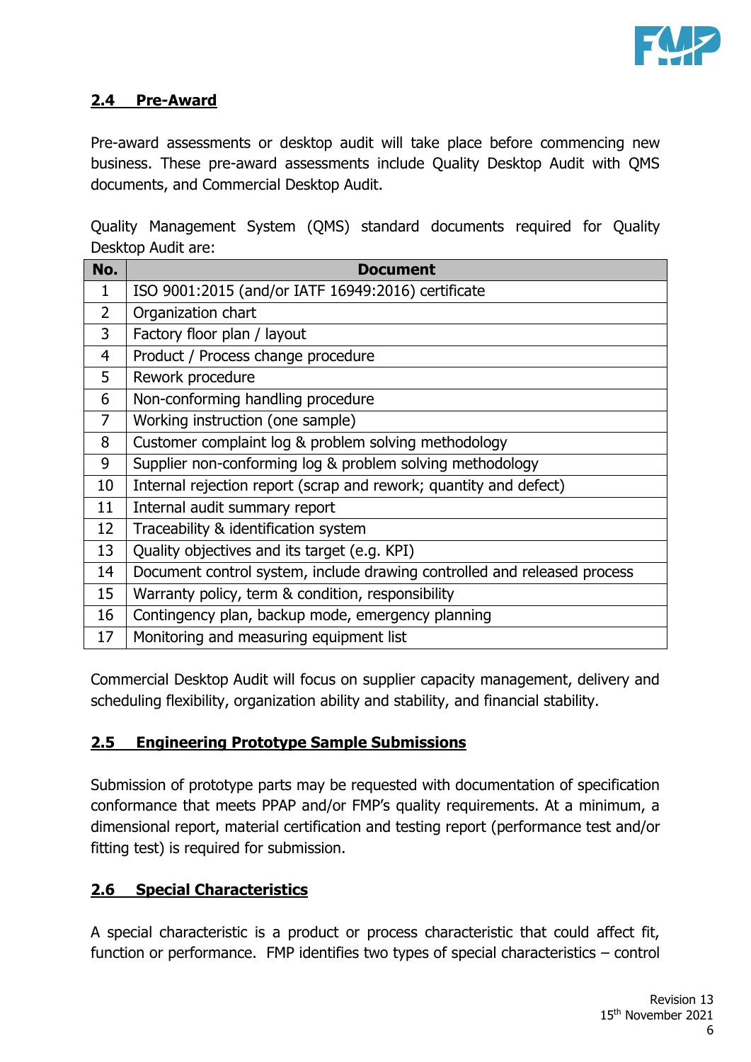## 2.4 Pre-Award

Pre-award assessments or desktop audit will take place before commencing new business. These pre-award assessments include Quality Desktop Audit with QMS documents, and Commercial Desktop Audit.

Quality Management System (QMS) standard documents required for Quality Desktop Audit are:

| No. | Document |
|---|---|
| 1 | ISO 9001:2015 (and/or IATF 16949:2016) certificate |
| 2 | Organization chart |
| 3 | Factory floor plan / layout |
| 4 | Product / Process change procedure |
| 5 | Rework procedure |
| 6 | Non-conforming handling procedure |
| 7 | Working instruction (one sample) |
| 8 | Customer complaint log & problem solving methodology |
| 9 | Supplier non-conforming log & problem solving methodology |
| 10 | Internal rejection report (scrap and rework; quantity and defect) |
| 11 | Internal audit summary report |
| 12 | Traceability & identification system |
| 13 | Quality objectives and its target (e.g. KPI) |
| 14 | Document control system, include drawing controlled and released process |
| 15 | Warranty policy, term & condition, responsibility |
| 16 | Contingency plan, backup mode, emergency planning |
| 17 | Monitoring and measuring equipment list |

Commercial Desktop Audit will focus on supplier capacity management, delivery and scheduling flexibility, organization ability and stability, and financial stability.

## 2.5 Engineering Prototype Sample Submissions

Submission of prototype parts may be requested with documentation of specification conformance that meets PPAP and/or FMP's quality requirements. At a minimum, a dimensional report, material certification and testing report (performance test and/or fitting test) is required for submission.

## 2.6 Special Characteristics

A special characteristic is a product or process characteristic that could affect fit, function or performance. FMP identifies two types of special characteristics – control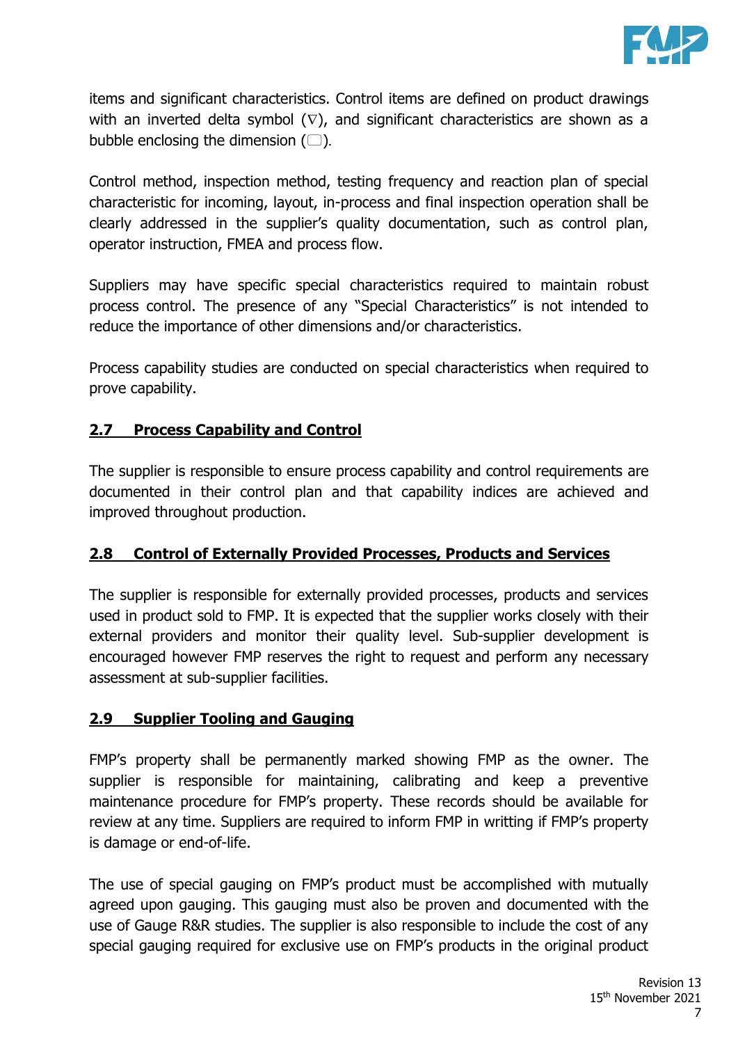items and significant characteristics. Control items are defined on product drawings with an inverted delta symbol (∇), and significant characteristics are shown as a bubble enclosing the dimension (▭).

Control method, inspection method, testing frequency and reaction plan of special characteristic for incoming, layout, in-process and final inspection operation shall be clearly addressed in the supplier's quality documentation, such as control plan, operator instruction, FMEA and process flow.

Suppliers may have specific special characteristics required to maintain robust process control. The presence of any "Special Characteristics" is not intended to reduce the importance of other dimensions and/or characteristics.

Process capability studies are conducted on special characteristics when required to prove capability.

## 2.7 Process Capability and Control

The supplier is responsible to ensure process capability and control requirements are documented in their control plan and that capability indices are achieved and improved throughout production.

## 2.8 Control of Externally Provided Processes, Products and Services

The supplier is responsible for externally provided processes, products and services used in product sold to FMP. It is expected that the supplier works closely with their external providers and monitor their quality level. Sub-supplier development is encouraged however FMP reserves the right to request and perform any necessary assessment at sub-supplier facilities.

## 2.9 Supplier Tooling and Gauging

FMP's property shall be permanently marked showing FMP as the owner. The supplier is responsible for maintaining, calibrating and keep a preventive maintenance procedure for FMP's property. These records should be available for review at any time. Suppliers are required to inform FMP in writting if FMP's property is damage or end-of-life.

The use of special gauging on FMP's product must be accomplished with mutually agreed upon gauging. This gauging must also be proven and documented with the use of Gauge R&R studies. The supplier is also responsible to include the cost of any special gauging required for exclusive use on FMP's products in the original product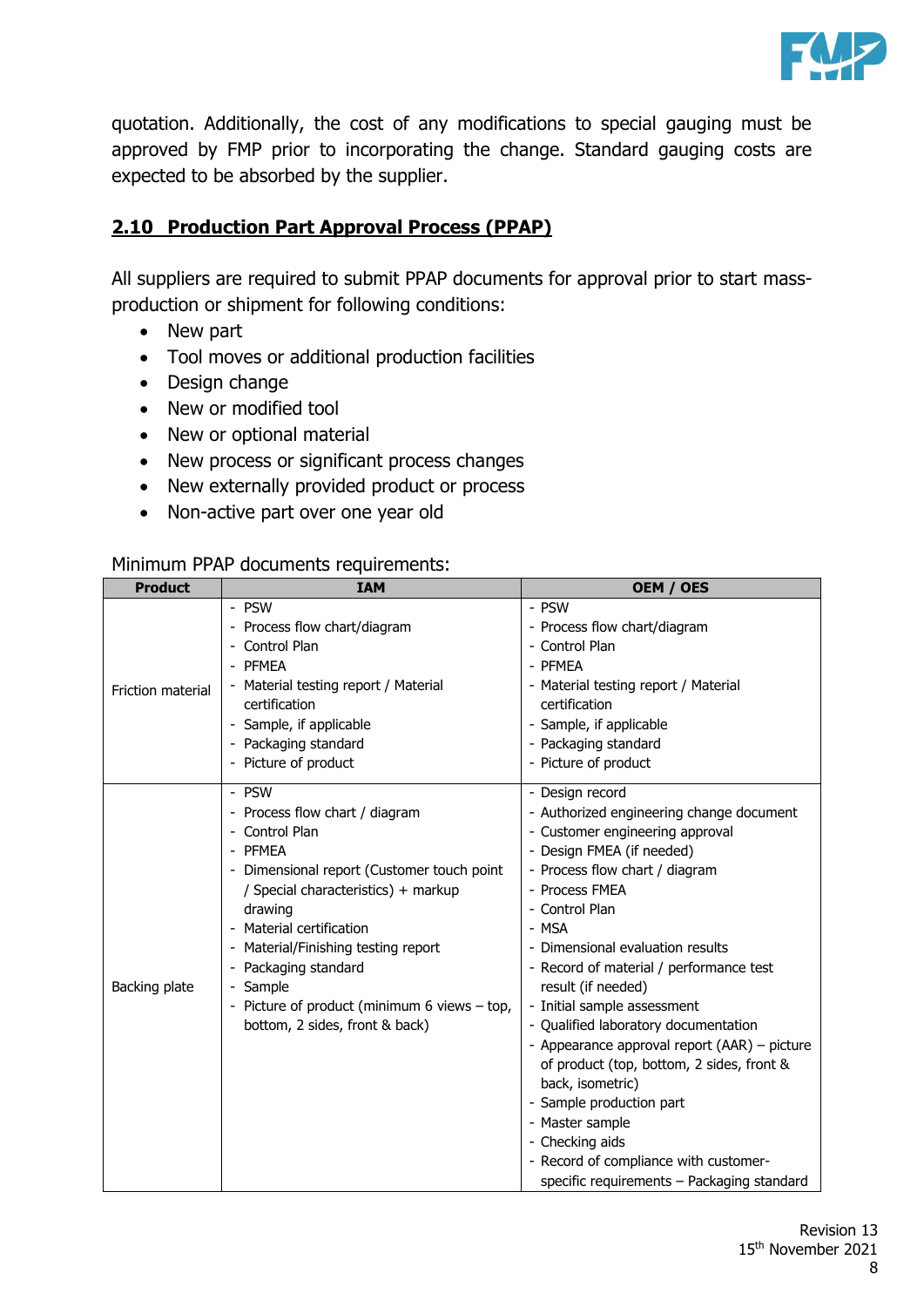quotation. Additionally, the cost of any modifications to special gauging must be approved by FMP prior to incorporating the change. Standard gauging costs are expected to be absorbed by the supplier.

## 2.10 Production Part Approval Process (PPAP)

All suppliers are required to submit PPAP documents for approval prior to start mass-production or shipment for following conditions:

- New part
- Tool moves or additional production facilities
- Design change
- New or modified tool
- New or optional material
- New process or significant process changes
- New externally provided product or process
- Non-active part over one year old

Minimum PPAP documents requirements:

| Product | IAM | OEM / OES |
|---|---|---|
| Friction material | - PSW<br>- Process flow chart/diagram<br>- Control Plan<br>- PFMEA<br>- Material testing report / Material certification<br>- Sample, if applicable<br>- Packaging standard<br>- Picture of product | - PSW<br>- Process flow chart/diagram<br>- Control Plan<br>- PFMEA<br>- Material testing report / Material certification<br>- Sample, if applicable<br>- Packaging standard<br>- Picture of product |
| Backing plate | - PSW<br>- Process flow chart / diagram<br>- Control Plan<br>- PFMEA<br>- Dimensional report (Customer touch point / Special characteristics) + markup drawing<br>- Material certification<br>- Material/Finishing testing report<br>- Packaging standard<br>- Sample<br>- Picture of product (minimum 6 views – top, bottom, 2 sides, front & back) | - Design record<br>- Authorized engineering change document<br>- Customer engineering approval<br>- Design FMEA (if needed)<br>- Process flow chart / diagram<br>- Process FMEA<br>- Control Plan<br>- MSA<br>- Dimensional evaluation results<br>- Record of material / performance test result (if needed)<br>- Initial sample assessment<br>- Qualified laboratory documentation<br>- Appearance approval report (AAR) – picture of product (top, bottom, 2 sides, front & back, isometric)<br>- Sample production part<br>- Master sample<br>- Checking aids<br>- Record of compliance with customer-specific requirements – Packaging standard |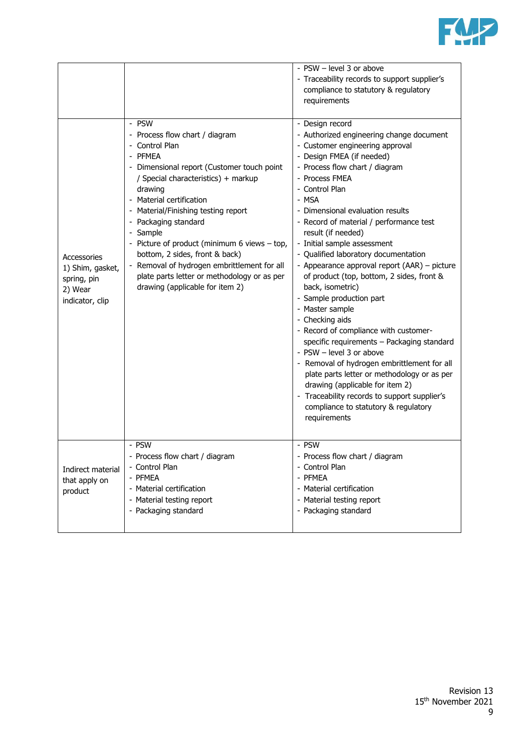| | | |
|---|---|---|
| | | - PSW – level 3 or above<br>- Traceability records to support supplier's compliance to statutory & regulatory requirements |
| Accessories<br>1) Shim, gasket, spring, pin<br>2) Wear indicator, clip | - PSW<br>- Process flow chart / diagram<br>- Control Plan<br>- PFMEA<br>- Dimensional report (Customer touch point / Special characteristics) + markup drawing<br>- Material certification<br>- Material/Finishing testing report<br>- Packaging standard<br>- Sample<br>- Picture of product (minimum 6 views – top, bottom, 2 sides, front & back)<br>- Removal of hydrogen embrittlement for all plate parts letter or methodology or as per drawing (applicable for item 2) | - Design record<br>- Authorized engineering change document<br>- Customer engineering approval<br>- Design FMEA (if needed)<br>- Process flow chart / diagram<br>- Process FMEA<br>- Control Plan<br>- MSA<br>- Dimensional evaluation results<br>- Record of material / performance test result (if needed)<br>- Initial sample assessment<br>- Qualified laboratory documentation<br>- Appearance approval report (AAR) – picture of product (top, bottom, 2 sides, front & back, isometric)<br>- Sample production part<br>- Master sample<br>- Checking aids<br>- Record of compliance with customer-specific requirements – Packaging standard<br>- PSW – level 3 or above<br>- Removal of hydrogen embrittlement for all plate parts letter or methodology or as per drawing (applicable for item 2)<br>- Traceability records to support supplier's compliance to statutory & regulatory requirements |
| Indirect material that apply on product | - PSW<br>- Process flow chart / diagram<br>- Control Plan<br>- PFMEA<br>- Material certification<br>- Material testing report<br>- Packaging standard | - PSW<br>- Process flow chart / diagram<br>- Control Plan<br>- PFMEA<br>- Material certification<br>- Material testing report<br>- Packaging standard |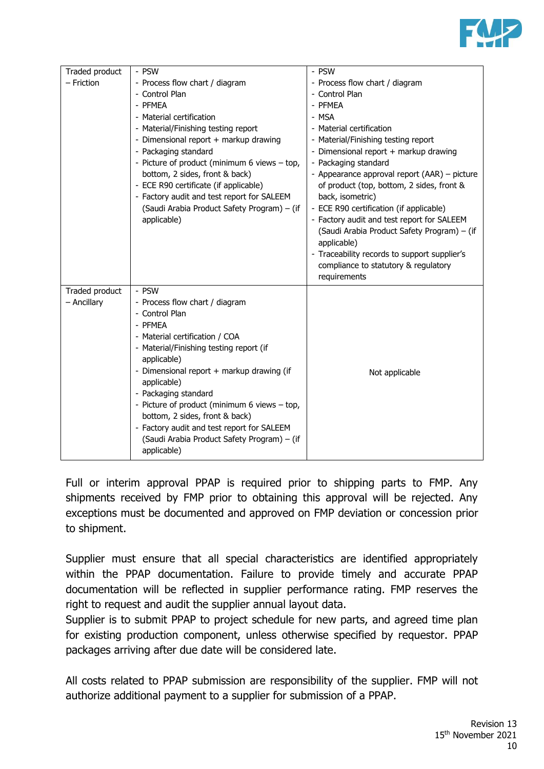| | | |
|---|---|---|
| Traded product – Friction | - PSW<br>- Process flow chart / diagram<br>- Control Plan<br>- PFMEA<br>- Material certification<br>- Material/Finishing testing report<br>- Dimensional report + markup drawing<br>- Packaging standard<br>- Picture of product (minimum 6 views – top, bottom, 2 sides, front & back)<br>- ECE R90 certificate (if applicable)<br>- Factory audit and test report for SALEEM (Saudi Arabia Product Safety Program) – (if applicable) | - PSW<br>- Process flow chart / diagram<br>- Control Plan<br>- PFMEA<br>- MSA<br>- Material certification<br>- Material/Finishing testing report<br>- Dimensional report + markup drawing<br>- Packaging standard<br>- Appearance approval report (AAR) – picture of product (top, bottom, 2 sides, front & back, isometric)<br>- ECE R90 certification (if applicable)<br>- Factory audit and test report for SALEEM (Saudi Arabia Product Safety Program) – (if applicable)<br>- Traceability records to support supplier's compliance to statutory & regulatory requirements |
| Traded product – Ancillary | - PSW<br>- Process flow chart / diagram<br>- Control Plan<br>- PFMEA<br>- Material certification / COA<br>- Material/Finishing testing report (if applicable)<br>- Dimensional report + markup drawing (if applicable)<br>- Packaging standard<br>- Picture of product (minimum 6 views – top, bottom, 2 sides, front & back)<br>- Factory audit and test report for SALEEM (Saudi Arabia Product Safety Program) – (if applicable) | Not applicable |

Full or interim approval PPAP is required prior to shipping parts to FMP. Any shipments received by FMP prior to obtaining this approval will be rejected. Any exceptions must be documented and approved on FMP deviation or concession prior to shipment.

Supplier must ensure that all special characteristics are identified appropriately within the PPAP documentation. Failure to provide timely and accurate PPAP documentation will be reflected in supplier performance rating. FMP reserves the right to request and audit the supplier annual layout data.
Supplier is to submit PPAP to project schedule for new parts, and agreed time plan for existing production component, unless otherwise specified by requestor. PPAP packages arriving after due date will be considered late.

All costs related to PPAP submission are responsibility of the supplier. FMP will not authorize additional payment to a supplier for submission of a PPAP.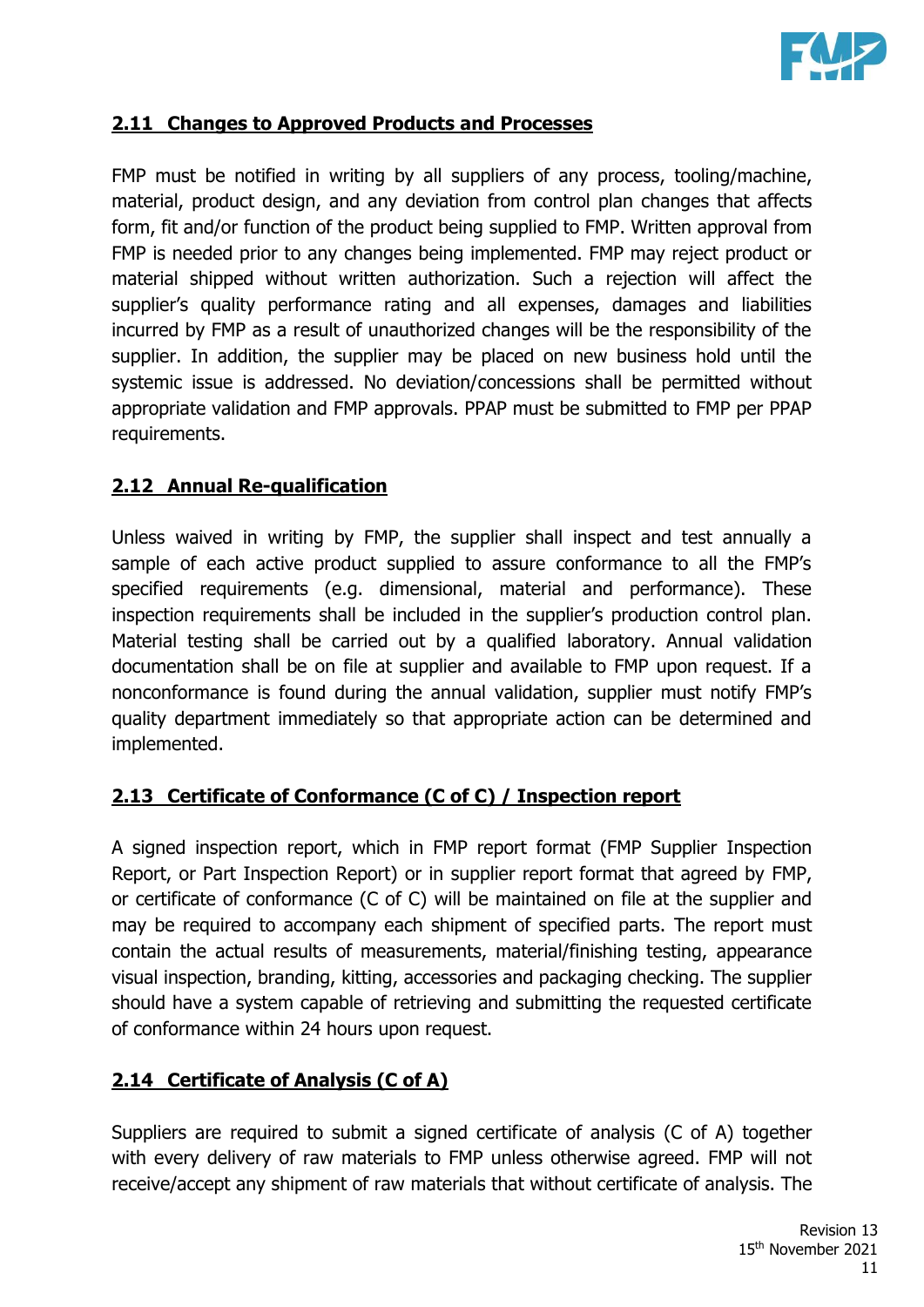## 2.11 Changes to Approved Products and Processes

FMP must be notified in writing by all suppliers of any process, tooling/machine, material, product design, and any deviation from control plan changes that affects form, fit and/or function of the product being supplied to FMP. Written approval from FMP is needed prior to any changes being implemented. FMP may reject product or material shipped without written authorization. Such a rejection will affect the supplier's quality performance rating and all expenses, damages and liabilities incurred by FMP as a result of unauthorized changes will be the responsibility of the supplier. In addition, the supplier may be placed on new business hold until the systemic issue is addressed. No deviation/concessions shall be permitted without appropriate validation and FMP approvals. PPAP must be submitted to FMP per PPAP requirements.

## 2.12 Annual Re-qualification

Unless waived in writing by FMP, the supplier shall inspect and test annually a sample of each active product supplied to assure conformance to all the FMP's specified requirements (e.g. dimensional, material and performance). These inspection requirements shall be included in the supplier's production control plan. Material testing shall be carried out by a qualified laboratory. Annual validation documentation shall be on file at supplier and available to FMP upon request. If a nonconformance is found during the annual validation, supplier must notify FMP's quality department immediately so that appropriate action can be determined and implemented.

## 2.13 Certificate of Conformance (C of C) / Inspection report

A signed inspection report, which in FMP report format (FMP Supplier Inspection Report, or Part Inspection Report) or in supplier report format that agreed by FMP, or certificate of conformance (C of C) will be maintained on file at the supplier and may be required to accompany each shipment of specified parts. The report must contain the actual results of measurements, material/finishing testing, appearance visual inspection, branding, kitting, accessories and packaging checking. The supplier should have a system capable of retrieving and submitting the requested certificate of conformance within 24 hours upon request.

## 2.14 Certificate of Analysis (C of A)

Suppliers are required to submit a signed certificate of analysis (C of A) together with every delivery of raw materials to FMP unless otherwise agreed. FMP will not receive/accept any shipment of raw materials that without certificate of analysis. The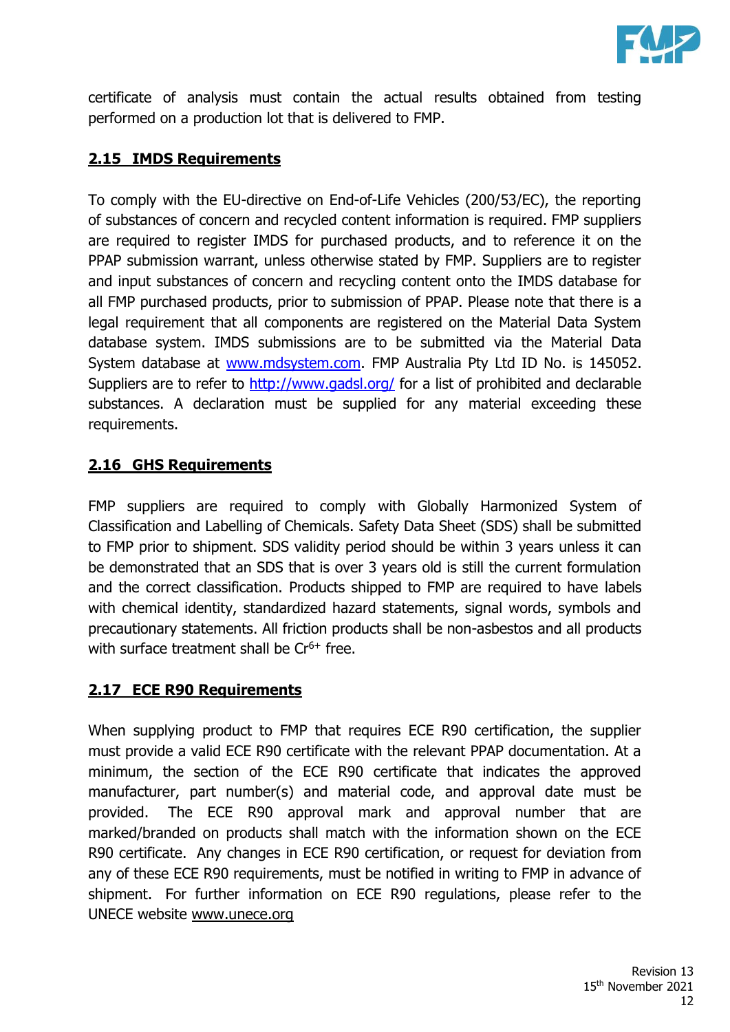certificate of analysis must contain the actual results obtained from testing performed on a production lot that is delivered to FMP.

## 2.15 IMDS Requirements

To comply with the EU-directive on End-of-Life Vehicles (200/53/EC), the reporting of substances of concern and recycled content information is required. FMP suppliers are required to register IMDS for purchased products, and to reference it on the PPAP submission warrant, unless otherwise stated by FMP. Suppliers are to register and input substances of concern and recycling content onto the IMDS database for all FMP purchased products, prior to submission of PPAP. Please note that there is a legal requirement that all components are registered on the Material Data System database system. IMDS submissions are to be submitted via the Material Data System database at www.mdsystem.com. FMP Australia Pty Ltd ID No. is 145052. Suppliers are to refer to http://www.gadsl.org/ for a list of prohibited and declarable substances. A declaration must be supplied for any material exceeding these requirements.

## 2.16 GHS Requirements

FMP suppliers are required to comply with Globally Harmonized System of Classification and Labelling of Chemicals. Safety Data Sheet (SDS) shall be submitted to FMP prior to shipment. SDS validity period should be within 3 years unless it can be demonstrated that an SDS that is over 3 years old is still the current formulation and the correct classification. Products shipped to FMP are required to have labels with chemical identity, standardized hazard statements, signal words, symbols and precautionary statements. All friction products shall be non-asbestos and all products with surface treatment shall be $Cr^{6+}$ free.

## 2.17 ECE R90 Requirements

When supplying product to FMP that requires ECE R90 certification, the supplier must provide a valid ECE R90 certificate with the relevant PPAP documentation. At a minimum, the section of the ECE R90 certificate that indicates the approved manufacturer, part number(s) and material code, and approval date must be provided. The ECE R90 approval mark and approval number that are marked/branded on products shall match with the information shown on the ECE R90 certificate. Any changes in ECE R90 certification, or request for deviation from any of these ECE R90 requirements, must be notified in writing to FMP in advance of shipment. For further information on ECE R90 regulations, please refer to the UNECE website www.unece.org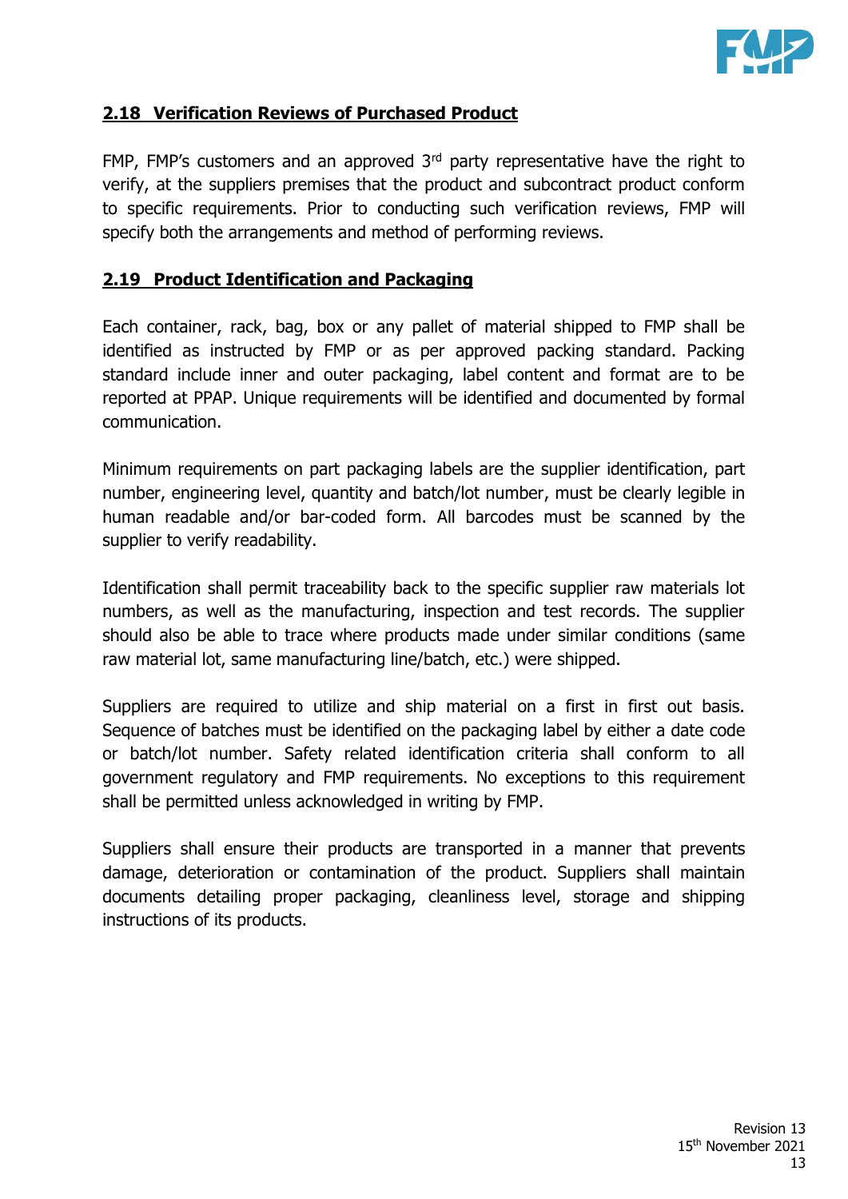## 2.18 Verification Reviews of Purchased Product

FMP, FMP's customers and an approved 3rd party representative have the right to verify, at the suppliers premises that the product and subcontract product conform to specific requirements. Prior to conducting such verification reviews, FMP will specify both the arrangements and method of performing reviews.

## 2.19 Product Identification and Packaging

Each container, rack, bag, box or any pallet of material shipped to FMP shall be identified as instructed by FMP or as per approved packing standard. Packing standard include inner and outer packaging, label content and format are to be reported at PPAP. Unique requirements will be identified and documented by formal communication.

Minimum requirements on part packaging labels are the supplier identification, part number, engineering level, quantity and batch/lot number, must be clearly legible in human readable and/or bar-coded form. All barcodes must be scanned by the supplier to verify readability.

Identification shall permit traceability back to the specific supplier raw materials lot numbers, as well as the manufacturing, inspection and test records. The supplier should also be able to trace where products made under similar conditions (same raw material lot, same manufacturing line/batch, etc.) were shipped.

Suppliers are required to utilize and ship material on a first in first out basis. Sequence of batches must be identified on the packaging label by either a date code or batch/lot number. Safety related identification criteria shall conform to all government regulatory and FMP requirements. No exceptions to this requirement shall be permitted unless acknowledged in writing by FMP.

Suppliers shall ensure their products are transported in a manner that prevents damage, deterioration or contamination of the product. Suppliers shall maintain documents detailing proper packaging, cleanliness level, storage and shipping instructions of its products.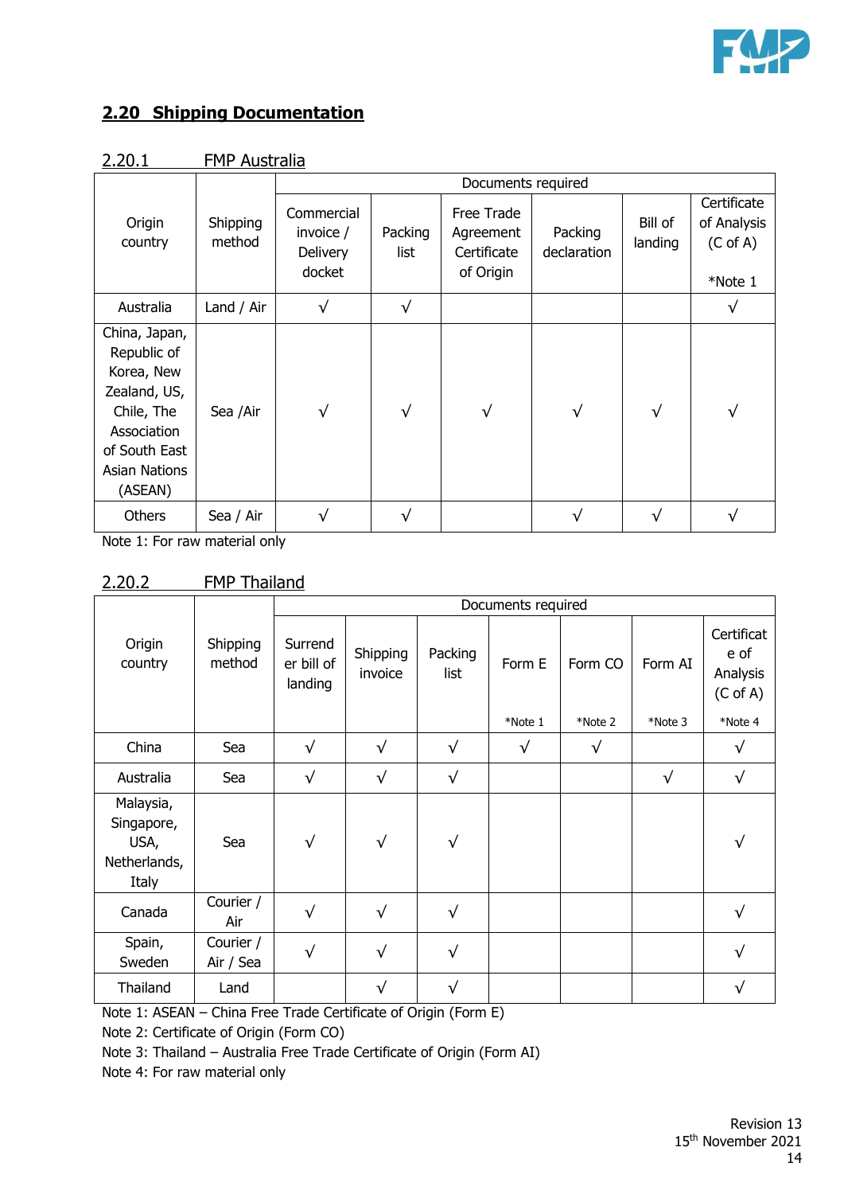## 2.20 Shipping Documentation

### 2.20.1 FMP Australia

| Origin country | Shipping method | Documents required | | | | | |
|---|---|---|---|---|---|---|---|
| | | Commercial invoice / Delivery docket | Packing list | Free Trade Agreement Certificate of Origin | Packing declaration | Bill of landing | Certificate of Analysis (C of A) *Note 1 |
| Australia | Land / Air | √ | √ | | | | √ |
| China, Japan, Republic of Korea, New Zealand, US, Chile, The Association of South East Asian Nations (ASEAN) | Sea /Air | √ | √ | √ | √ | √ | √ |
| Others | Sea / Air | √ | √ | | √ | √ | √ |

Note 1: For raw material only

### 2.20.2 FMP Thailand

| Origin country | Shipping method | Documents required | | | | | | |
|---|---|---|---|---|---|---|---|---|
| | | Surrender bill of landing | Shipping invoice | Packing list | Form E *Note 1 | Form CO *Note 2 | Form AI *Note 3 | Certificate of Analysis (C of A) *Note 4 |
| China | Sea | √ | √ | √ | √ | √ | | √ |
| Australia | Sea | √ | √ | √ | | | √ | √ |
| Malaysia, Singapore, USA, Netherlands, Italy | Sea | √ | √ | √ | | | | √ |
| Canada | Courier / Air | √ | √ | √ | | | | √ |
| Spain, Sweden | Courier / Air / Sea | √ | √ | √ | | | | √ |
| Thailand | Land | | √ | √ | | | | √ |

Note 1: ASEAN – China Free Trade Certificate of Origin (Form E)

Note 2: Certificate of Origin (Form CO)

Note 3: Thailand – Australia Free Trade Certificate of Origin (Form AI)

Note 4: For raw material only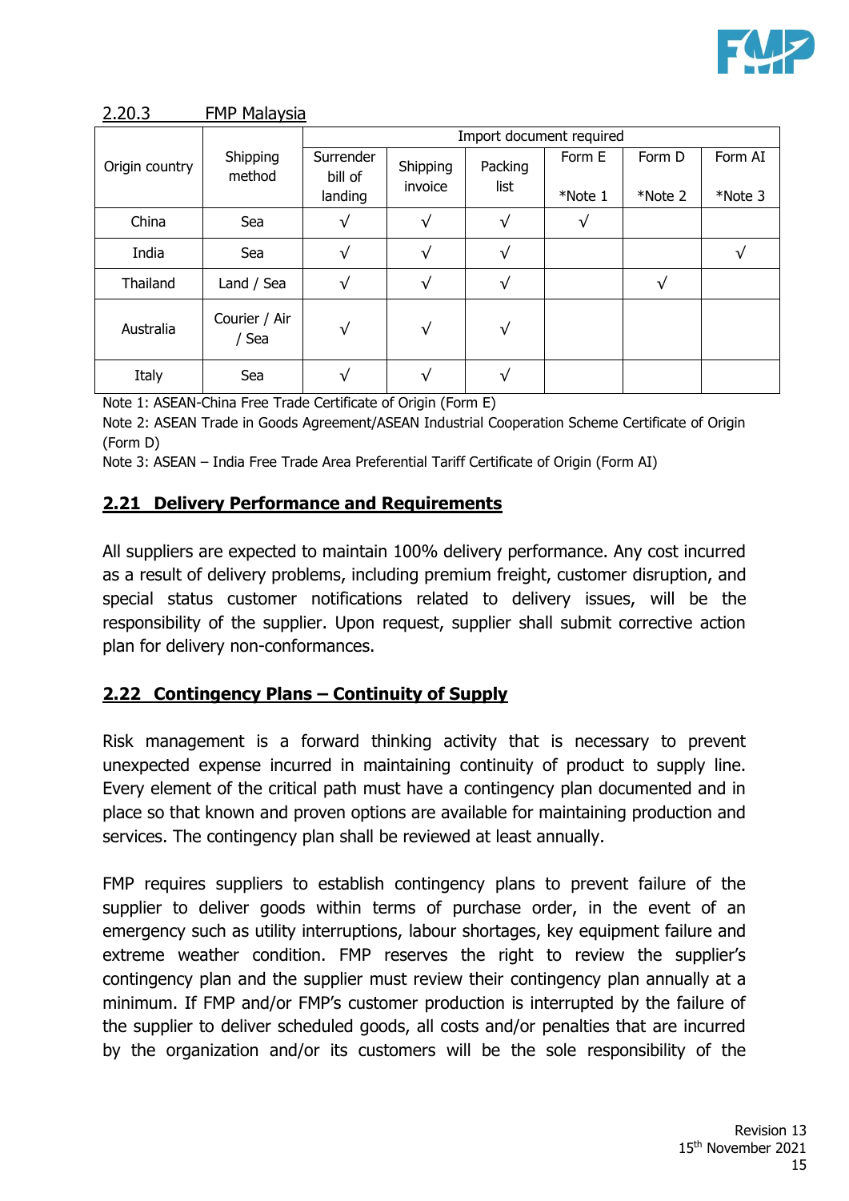### 2.20.3 FMP Malaysia

| Origin country | Shipping method | Import document required | | | | | |
|---|---|---|---|---|---|---|---|
| | | Surrender bill of landing | Shipping invoice | Packing list | Form E *Note 1 | Form D *Note 2 | Form AI *Note 3 |
| China | Sea | √ | √ | √ | √ | | |
| India | Sea | √ | √ | √ | | | √ |
| Thailand | Land / Sea | √ | √ | √ | | √ | |
| Australia | Courier / Air / Sea | √ | √ | √ | | | |
| Italy | Sea | √ | √ | √ | | | |

Note 1: ASEAN-China Free Trade Certificate of Origin (Form E)

Note 2: ASEAN Trade in Goods Agreement/ASEAN Industrial Cooperation Scheme Certificate of Origin (Form D)

Note 3: ASEAN – India Free Trade Area Preferential Tariff Certificate of Origin (Form AI)

## 2.21 Delivery Performance and Requirements

All suppliers are expected to maintain 100% delivery performance. Any cost incurred as a result of delivery problems, including premium freight, customer disruption, and special status customer notifications related to delivery issues, will be the responsibility of the supplier. Upon request, supplier shall submit corrective action plan for delivery non-conformances.

## 2.22 Contingency Plans – Continuity of Supply

Risk management is a forward thinking activity that is necessary to prevent unexpected expense incurred in maintaining continuity of product to supply line. Every element of the critical path must have a contingency plan documented and in place so that known and proven options are available for maintaining production and services. The contingency plan shall be reviewed at least annually.

FMP requires suppliers to establish contingency plans to prevent failure of the supplier to deliver goods within terms of purchase order, in the event of an emergency such as utility interruptions, labour shortages, key equipment failure and extreme weather condition. FMP reserves the right to review the supplier's contingency plan and the supplier must review their contingency plan annually at a minimum. If FMP and/or FMP's customer production is interrupted by the failure of the supplier to deliver scheduled goods, all costs and/or penalties that are incurred by the organization and/or its customers will be the sole responsibility of the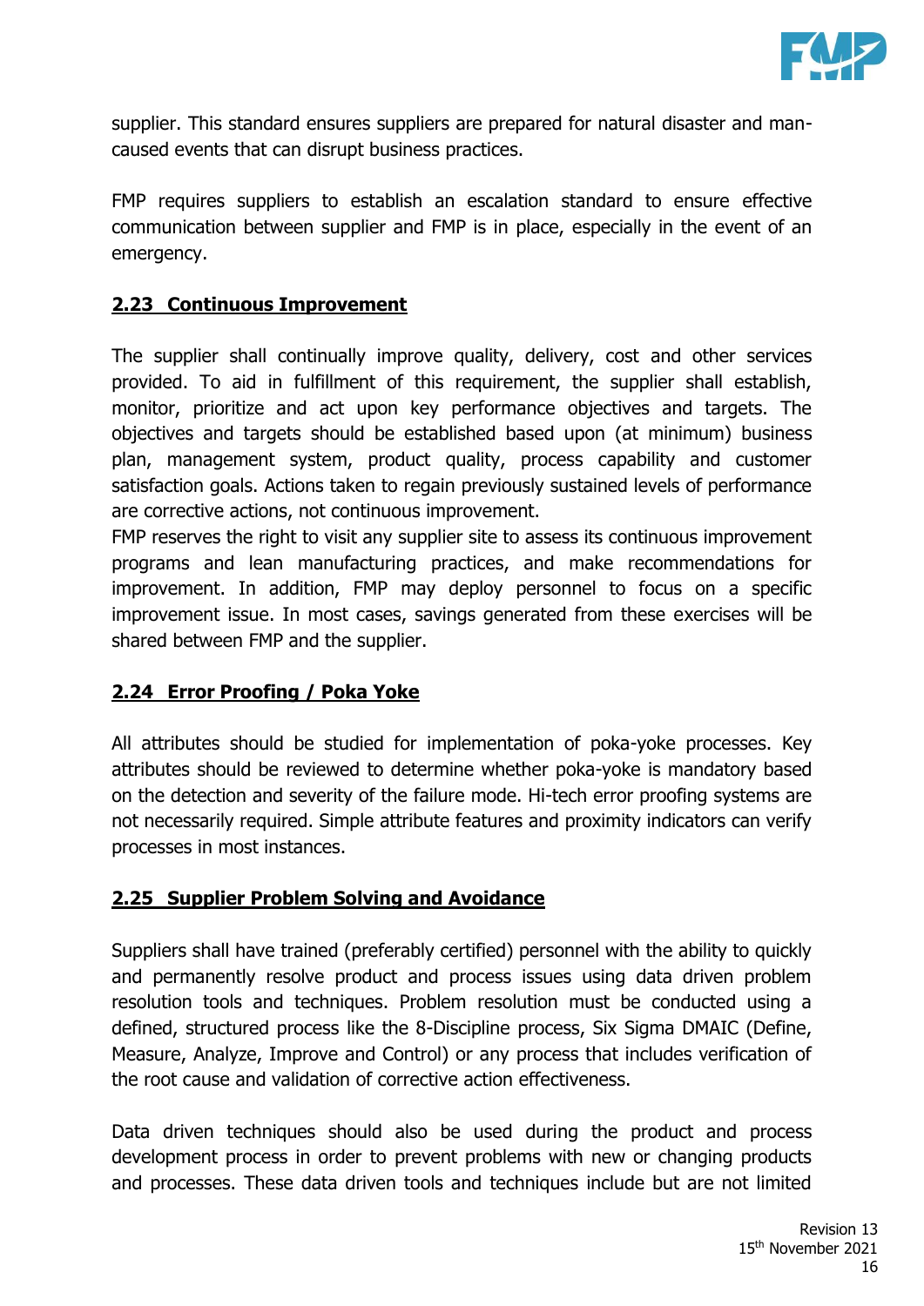supplier. This standard ensures suppliers are prepared for natural disaster and man-caused events that can disrupt business practices.

FMP requires suppliers to establish an escalation standard to ensure effective communication between supplier and FMP is in place, especially in the event of an emergency.

## 2.23 Continuous Improvement

The supplier shall continually improve quality, delivery, cost and other services provided. To aid in fulfillment of this requirement, the supplier shall establish, monitor, prioritize and act upon key performance objectives and targets. The objectives and targets should be established based upon (at minimum) business plan, management system, product quality, process capability and customer satisfaction goals. Actions taken to regain previously sustained levels of performance are corrective actions, not continuous improvement.
FMP reserves the right to visit any supplier site to assess its continuous improvement programs and lean manufacturing practices, and make recommendations for improvement. In addition, FMP may deploy personnel to focus on a specific improvement issue. In most cases, savings generated from these exercises will be shared between FMP and the supplier.

## 2.24 Error Proofing / Poka Yoke

All attributes should be studied for implementation of poka-yoke processes. Key attributes should be reviewed to determine whether poka-yoke is mandatory based on the detection and severity of the failure mode. Hi-tech error proofing systems are not necessarily required. Simple attribute features and proximity indicators can verify processes in most instances.

## 2.25 Supplier Problem Solving and Avoidance

Suppliers shall have trained (preferably certified) personnel with the ability to quickly and permanently resolve product and process issues using data driven problem resolution tools and techniques. Problem resolution must be conducted using a defined, structured process like the 8-Discipline process, Six Sigma DMAIC (Define, Measure, Analyze, Improve and Control) or any process that includes verification of the root cause and validation of corrective action effectiveness.

Data driven techniques should also be used during the product and process development process in order to prevent problems with new or changing products and processes. These data driven tools and techniques include but are not limited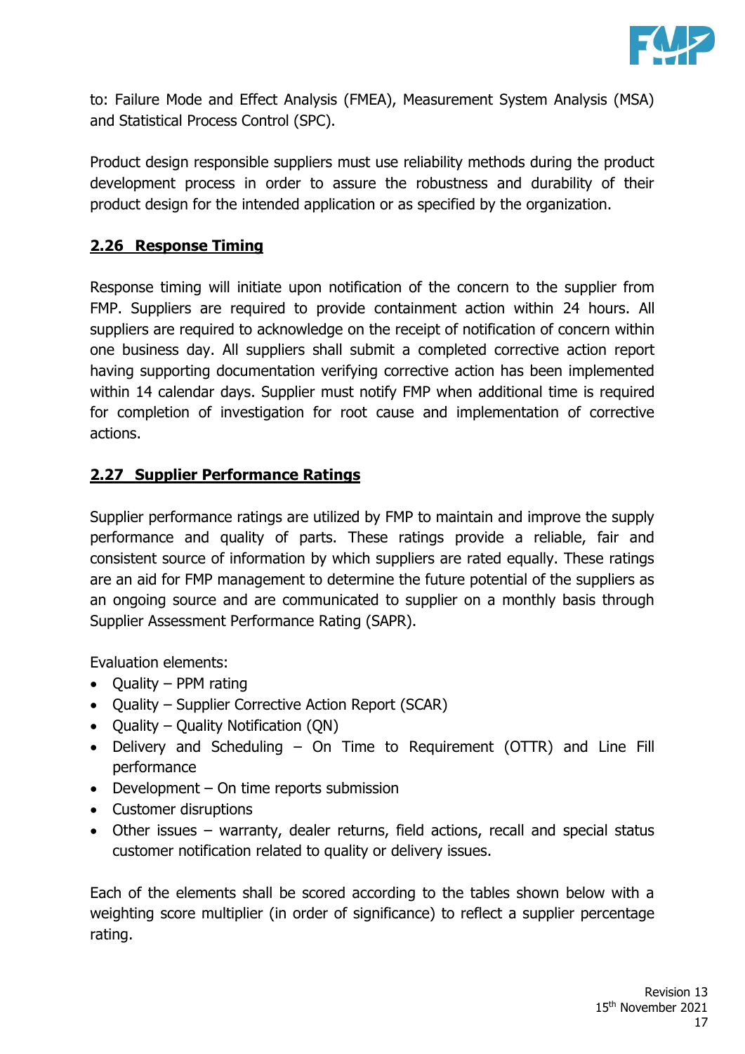to: Failure Mode and Effect Analysis (FMEA), Measurement System Analysis (MSA) and Statistical Process Control (SPC).

Product design responsible suppliers must use reliability methods during the product development process in order to assure the robustness and durability of their product design for the intended application or as specified by the organization.

## 2.26 Response Timing

Response timing will initiate upon notification of the concern to the supplier from FMP. Suppliers are required to provide containment action within 24 hours. All suppliers are required to acknowledge on the receipt of notification of concern within one business day. All suppliers shall submit a completed corrective action report having supporting documentation verifying corrective action has been implemented within 14 calendar days. Supplier must notify FMP when additional time is required for completion of investigation for root cause and implementation of corrective actions.

## 2.27 Supplier Performance Ratings

Supplier performance ratings are utilized by FMP to maintain and improve the supply performance and quality of parts. These ratings provide a reliable, fair and consistent source of information by which suppliers are rated equally. These ratings are an aid for FMP management to determine the future potential of the suppliers as an ongoing source and are communicated to supplier on a monthly basis through Supplier Assessment Performance Rating (SAPR).

Evaluation elements:

- Quality – PPM rating
- Quality – Supplier Corrective Action Report (SCAR)
- Quality – Quality Notification (QN)
- Delivery and Scheduling – On Time to Requirement (OTTR) and Line Fill performance
- Development – On time reports submission
- Customer disruptions
- Other issues – warranty, dealer returns, field actions, recall and special status customer notification related to quality or delivery issues.

Each of the elements shall be scored according to the tables shown below with a weighting score multiplier (in order of significance) to reflect a supplier percentage rating.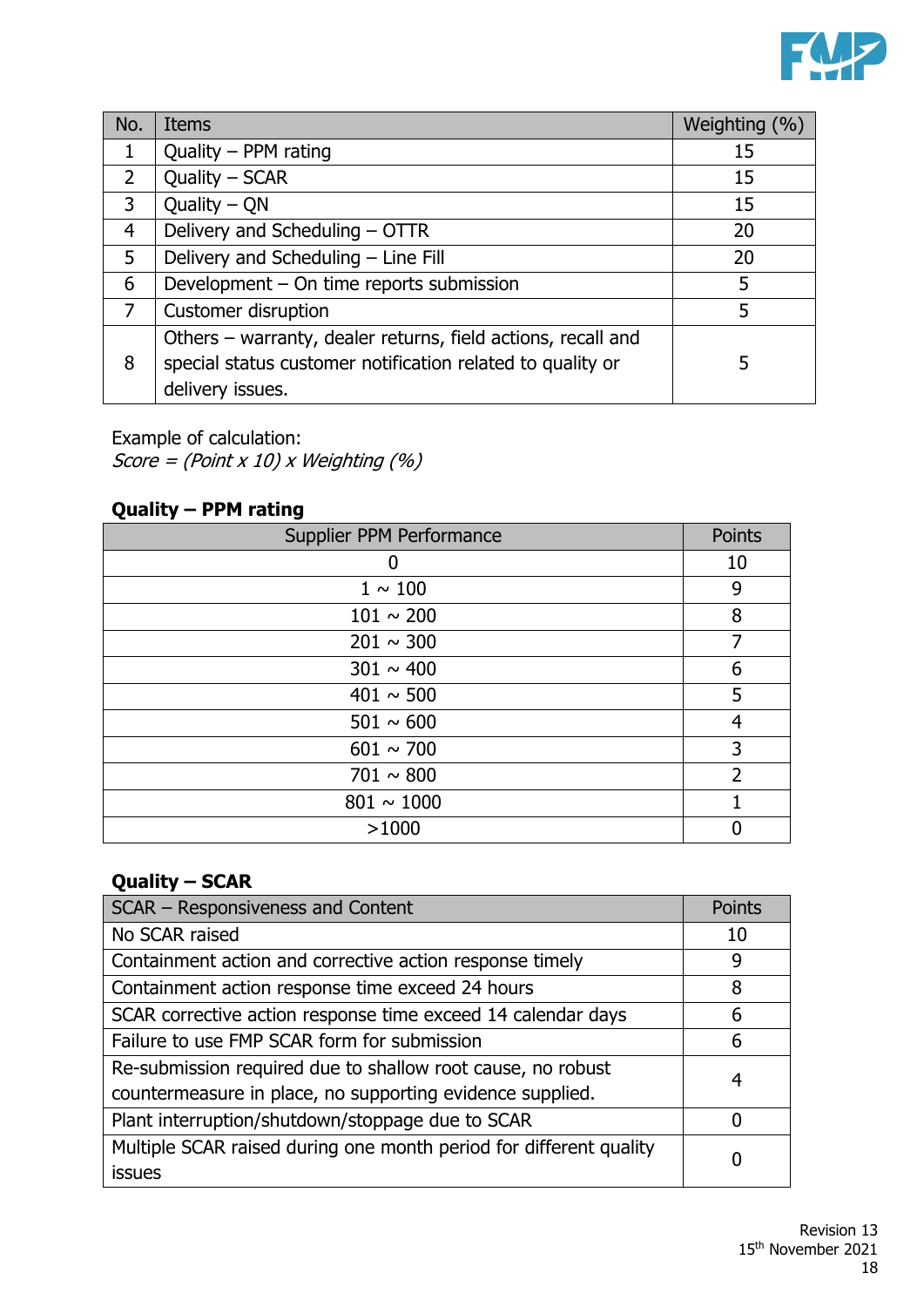| No. | Items | Weighting (%) |
|---|---|---|
| 1 | Quality – PPM rating | 15 |
| 2 | Quality – SCAR | 15 |
| 3 | Quality – QN | 15 |
| 4 | Delivery and Scheduling – OTTR | 20 |
| 5 | Delivery and Scheduling – Line Fill | 20 |
| 6 | Development – On time reports submission | 5 |
| 7 | Customer disruption | 5 |
| 8 | Others – warranty, dealer returns, field actions, recall and special status customer notification related to quality or delivery issues. | 5 |

Example of calculation:
*Score = (Point x 10) x Weighting (%)*

**Quality – PPM rating**

| Supplier PPM Performance | Points |
|---|---|
| 0 | 10 |
| 1 ~ 100 | 9 |
| 101 ~ 200 | 8 |
| 201 ~ 300 | 7 |
| 301 ~ 400 | 6 |
| 401 ~ 500 | 5 |
| 501 ~ 600 | 4 |
| 601 ~ 700 | 3 |
| 701 ~ 800 | 2 |
| 801 ~ 1000 | 1 |
| >1000 | 0 |

**Quality – SCAR**

| SCAR – Responsiveness and Content | Points |
|---|---|
| No SCAR raised | 10 |
| Containment action and corrective action response timely | 9 |
| Containment action response time exceed 24 hours | 8 |
| SCAR corrective action response time exceed 14 calendar days | 6 |
| Failure to use FMP SCAR form for submission | 6 |
| Re-submission required due to shallow root cause, no robust countermeasure in place, no supporting evidence supplied. | 4 |
| Plant interruption/shutdown/stoppage due to SCAR | 0 |
| Multiple SCAR raised during one month period for different quality issues | 0 |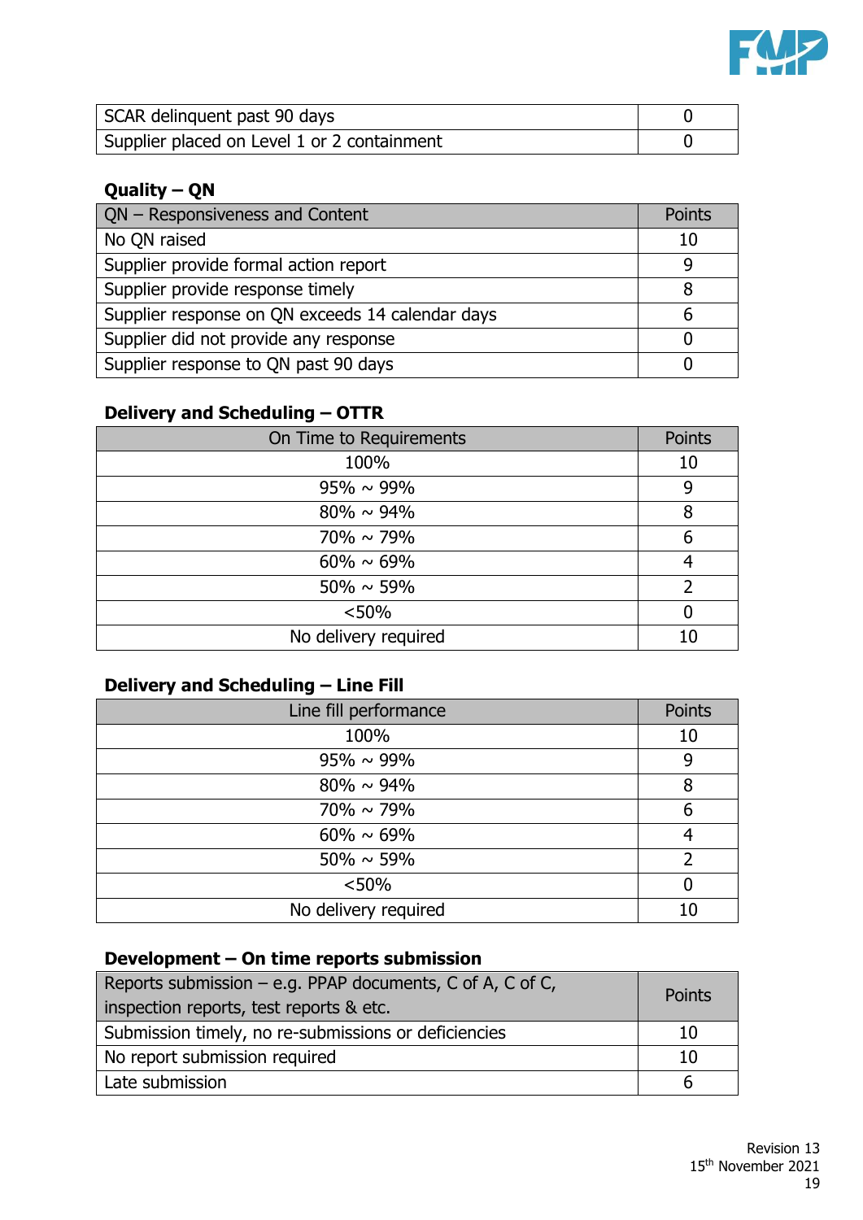| SCAR delinquent past 90 days | 0 |
|---|---|
| Supplier placed on Level 1 or 2 containment | 0 |

**Quality – QN**

| QN – Responsiveness and Content | Points |
|---|---|
| No QN raised | 10 |
| Supplier provide formal action report | 9 |
| Supplier provide response timely | 8 |
| Supplier response on QN exceeds 14 calendar days | 6 |
| Supplier did not provide any response | 0 |
| Supplier response to QN past 90 days | 0 |

**Delivery and Scheduling – OTTR**

| On Time to Requirements | Points |
|---|---|
| 100% | 10 |
| 95% ~ 99% | 9 |
| 80% ~ 94% | 8 |
| 70% ~ 79% | 6 |
| 60% ~ 69% | 4 |
| 50% ~ 59% | 2 |
| <50% | 0 |
| No delivery required | 10 |

**Delivery and Scheduling – Line Fill**

| Line fill performance | Points |
|---|---|
| 100% | 10 |
| 95% ~ 99% | 9 |
| 80% ~ 94% | 8 |
| 70% ~ 79% | 6 |
| 60% ~ 69% | 4 |
| 50% ~ 59% | 2 |
| <50% | 0 |
| No delivery required | 10 |

**Development – On time reports submission**

| Reports submission – e.g. PPAP documents, C of A, C of C, inspection reports, test reports & etc. | Points |
|---|---|
| Submission timely, no re-submissions or deficiencies | 10 |
| No report submission required | 10 |
| Late submission | 6 |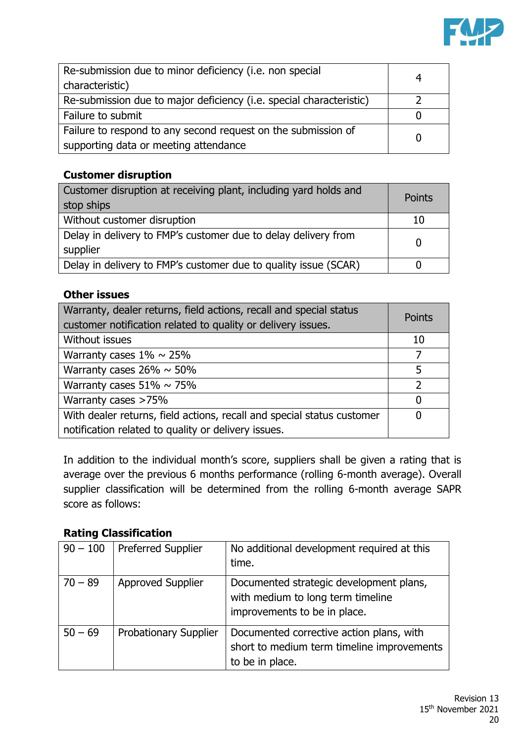| | |
|---|---|
| Re-submission due to minor deficiency (i.e. non special characteristic) | 4 |
| Re-submission due to major deficiency (i.e. special characteristic) | 2 |
| Failure to submit | 0 |
| Failure to respond to any second request on the submission of supporting data or meeting attendance | 0 |

**Customer disruption**

| Customer disruption at receiving plant, including yard holds and stop ships | Points |
|---|---|
| Without customer disruption | 10 |
| Delay in delivery to FMP's customer due to delay delivery from supplier | 0 |
| Delay in delivery to FMP's customer due to quality issue (SCAR) | 0 |

**Other issues**

| Warranty, dealer returns, field actions, recall and special status customer notification related to quality or delivery issues. | Points |
|---|---|
| Without issues | 10 |
| Warranty cases 1% ~ 25% | 7 |
| Warranty cases 26% ~ 50% | 5 |
| Warranty cases 51% ~ 75% | 2 |
| Warranty cases >75% | 0 |
| With dealer returns, field actions, recall and special status customer notification related to quality or delivery issues. | 0 |

In addition to the individual month's score, suppliers shall be given a rating that is average over the previous 6 months performance (rolling 6-month average). Overall supplier classification will be determined from the rolling 6-month average SAPR score as follows:

**Rating Classification**

| | | |
|---|---|---|
| 90 – 100 | Preferred Supplier | No additional development required at this time. |
| 70 – 89 | Approved Supplier | Documented strategic development plans, with medium to long term timeline improvements to be in place. |
| 50 – 69 | Probationary Supplier | Documented corrective action plans, with short to medium term timeline improvements to be in place. |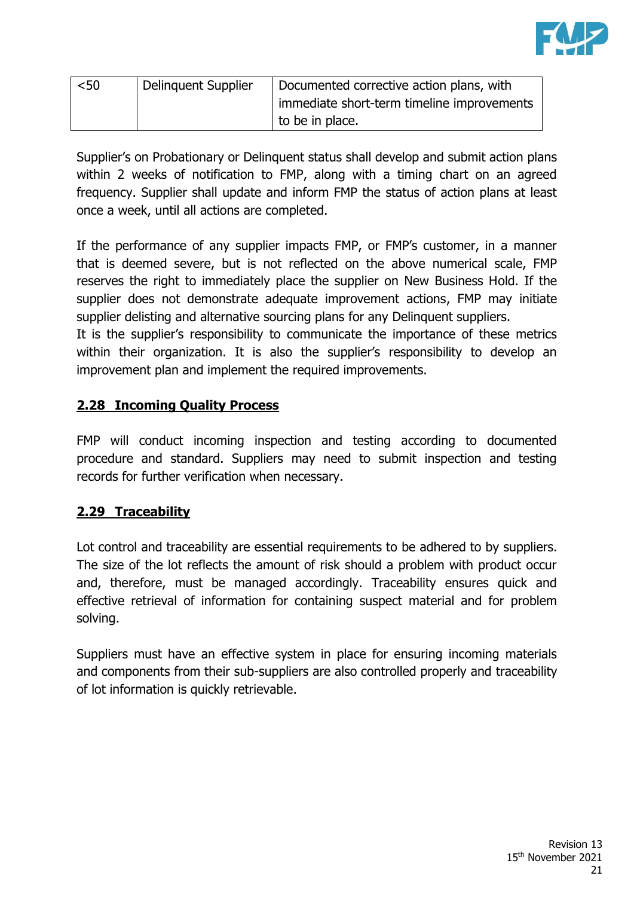| <50 | Delinquent Supplier | Documented corrective action plans, with immediate short-term timeline improvements to be in place. |
|---|---|---|

Supplier's on Probationary or Delinquent status shall develop and submit action plans within 2 weeks of notification to FMP, along with a timing chart on an agreed frequency. Supplier shall update and inform FMP the status of action plans at least once a week, until all actions are completed.

If the performance of any supplier impacts FMP, or FMP's customer, in a manner that is deemed severe, but is not reflected on the above numerical scale, FMP reserves the right to immediately place the supplier on New Business Hold. If the supplier does not demonstrate adequate improvement actions, FMP may initiate supplier delisting and alternative sourcing plans for any Delinquent suppliers.
It is the supplier's responsibility to communicate the importance of these metrics within their organization. It is also the supplier's responsibility to develop an improvement plan and implement the required improvements.

## 2.28 Incoming Quality Process

FMP will conduct incoming inspection and testing according to documented procedure and standard. Suppliers may need to submit inspection and testing records for further verification when necessary.

## 2.29 Traceability

Lot control and traceability are essential requirements to be adhered to by suppliers. The size of the lot reflects the amount of risk should a problem with product occur and, therefore, must be managed accordingly. Traceability ensures quick and effective retrieval of information for containing suspect material and for problem solving.

Suppliers must have an effective system in place for ensuring incoming materials and components from their sub-suppliers are also controlled properly and traceability of lot information is quickly retrievable.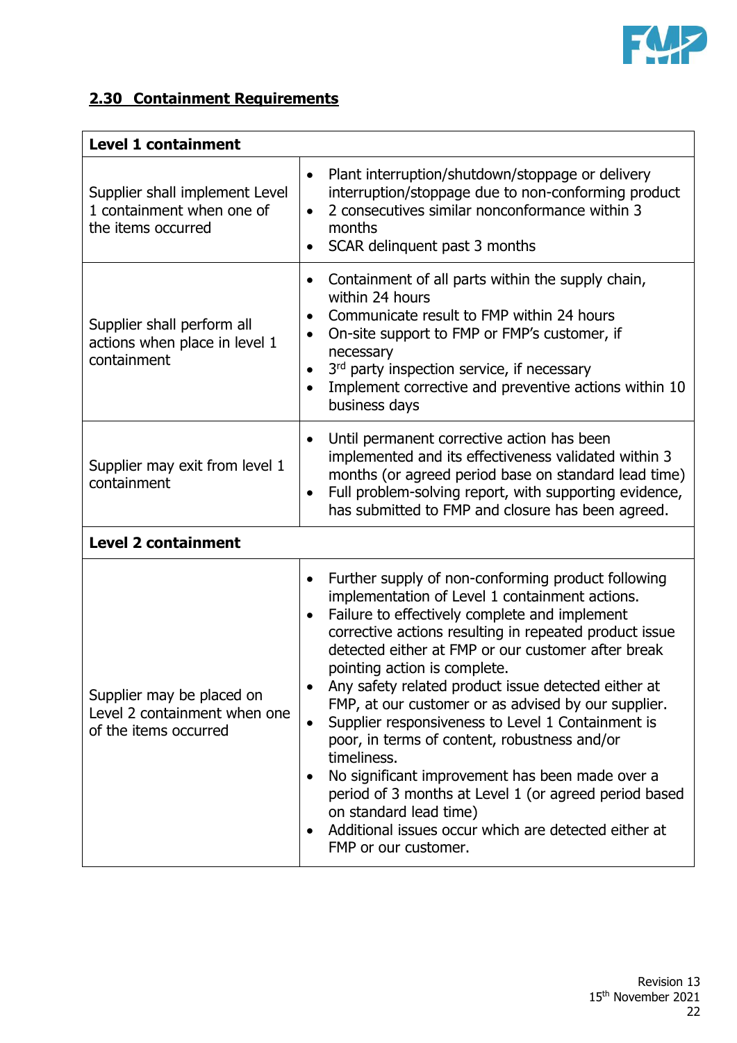## 2.30 Containment Requirements

| **Level 1 containment** | |
|---|---|
| Supplier shall implement Level 1 containment when one of the items occurred | • Plant interruption/shutdown/stoppage or delivery interruption/stoppage due to non-conforming product<br>• 2 consecutives similar nonconformance within 3 months<br>• SCAR delinquent past 3 months |
| Supplier shall perform all actions when place in level 1 containment | • Containment of all parts within the supply chain, within 24 hours<br>• Communicate result to FMP within 24 hours<br>• On-site support to FMP or FMP's customer, if necessary<br>• 3rd party inspection service, if necessary<br>• Implement corrective and preventive actions within 10 business days |
| Supplier may exit from level 1 containment | • Until permanent corrective action has been implemented and its effectiveness validated within 3 months (or agreed period base on standard lead time)<br>• Full problem-solving report, with supporting evidence, has submitted to FMP and closure has been agreed. |
| **Level 2 containment** | |
| Supplier may be placed on Level 2 containment when one of the items occurred | • Further supply of non-conforming product following implementation of Level 1 containment actions.<br>• Failure to effectively complete and implement corrective actions resulting in repeated product issue detected either at FMP or our customer after break pointing action is complete.<br>• Any safety related product issue detected either at FMP, at our customer or as advised by our supplier.<br>• Supplier responsiveness to Level 1 Containment is poor, in terms of content, robustness and/or timeliness.<br>• No significant improvement has been made over a period of 3 months at Level 1 (or agreed period based on standard lead time)<br>• Additional issues occur which are detected either at FMP or our customer. |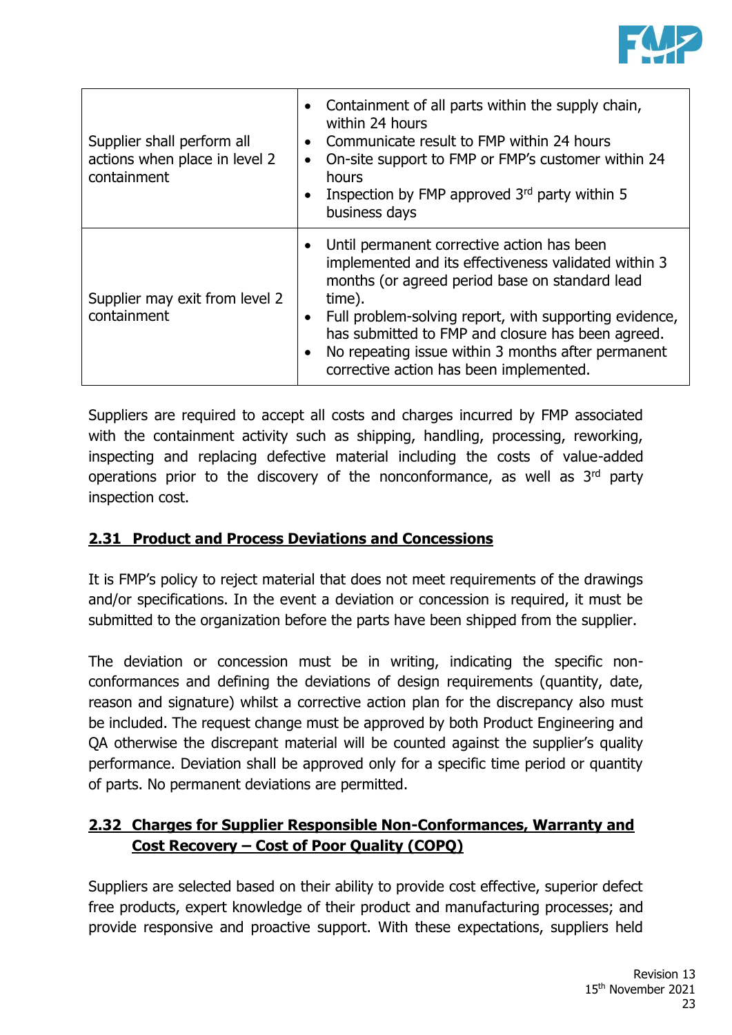| | |
|---|---|
| Supplier shall perform all actions when place in level 2 containment | • Containment of all parts within the supply chain, within 24 hours<br>• Communicate result to FMP within 24 hours<br>• On-site support to FMP or FMP's customer within 24 hours<br>• Inspection by FMP approved 3rd party within 5 business days |
| Supplier may exit from level 2 containment | • Until permanent corrective action has been implemented and its effectiveness validated within 3 months (or agreed period base on standard lead time).<br>• Full problem-solving report, with supporting evidence, has submitted to FMP and closure has been agreed.<br>• No repeating issue within 3 months after permanent corrective action has been implemented. |

Suppliers are required to accept all costs and charges incurred by FMP associated with the containment activity such as shipping, handling, processing, reworking, inspecting and replacing defective material including the costs of value-added operations prior to the discovery of the nonconformance, as well as 3rd party inspection cost.

## 2.31 Product and Process Deviations and Concessions

It is FMP's policy to reject material that does not meet requirements of the drawings and/or specifications. In the event a deviation or concession is required, it must be submitted to the organization before the parts have been shipped from the supplier.

The deviation or concession must be in writing, indicating the specific non-conformances and defining the deviations of design requirements (quantity, date, reason and signature) whilst a corrective action plan for the discrepancy also must be included. The request change must be approved by both Product Engineering and QA otherwise the discrepant material will be counted against the supplier's quality performance. Deviation shall be approved only for a specific time period or quantity of parts. No permanent deviations are permitted.

## 2.32 Charges for Supplier Responsible Non-Conformances, Warranty and Cost Recovery – Cost of Poor Quality (COPQ)

Suppliers are selected based on their ability to provide cost effective, superior defect free products, expert knowledge of their product and manufacturing processes; and provide responsive and proactive support. With these expectations, suppliers held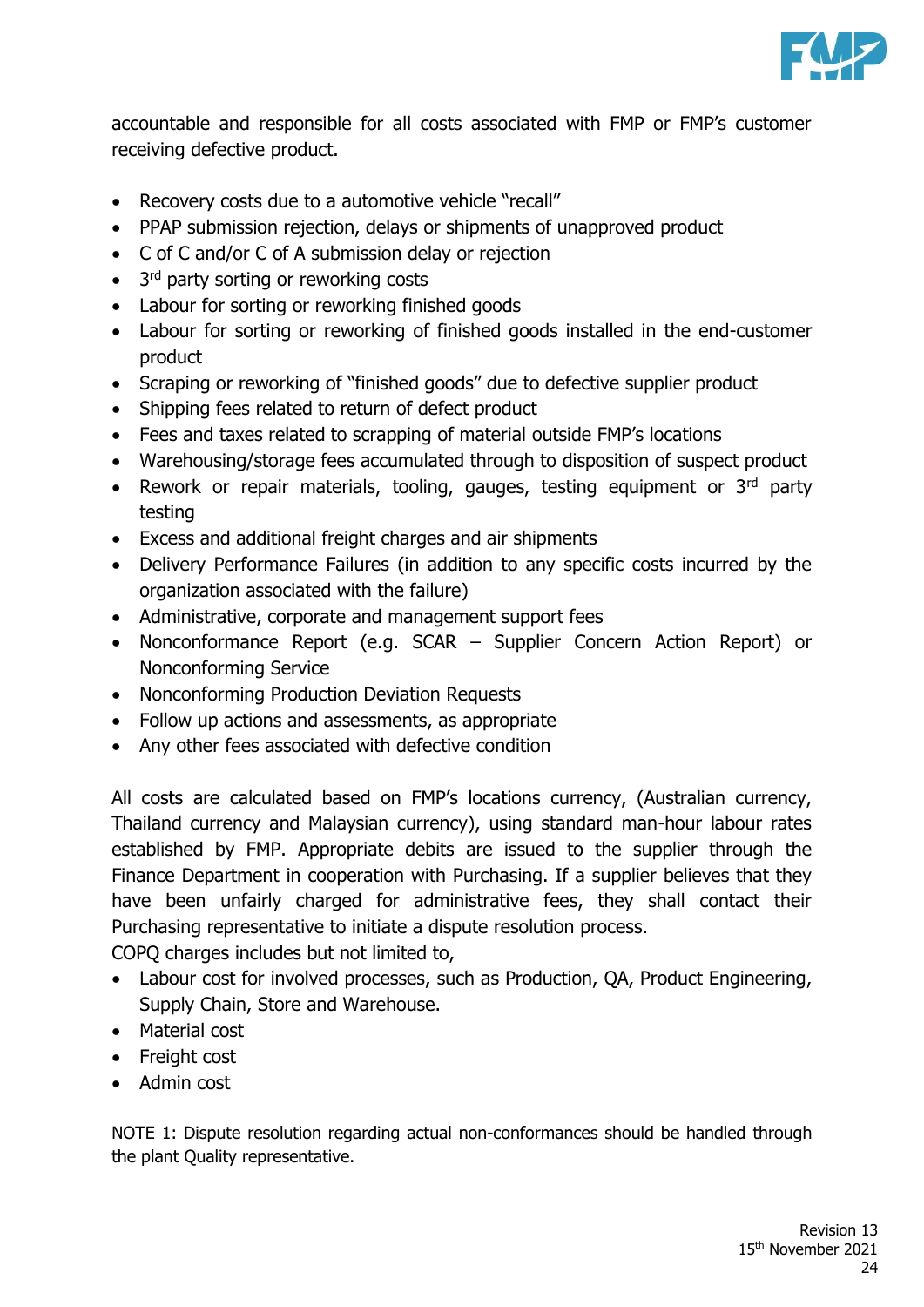accountable and responsible for all costs associated with FMP or FMP's customer receiving defective product.

- Recovery costs due to a automotive vehicle "recall"
- PPAP submission rejection, delays or shipments of unapproved product
- C of C and/or C of A submission delay or rejection
- 3rd party sorting or reworking costs
- Labour for sorting or reworking finished goods
- Labour for sorting or reworking of finished goods installed in the end-customer product
- Scraping or reworking of "finished goods" due to defective supplier product
- Shipping fees related to return of defect product
- Fees and taxes related to scrapping of material outside FMP's locations
- Warehousing/storage fees accumulated through to disposition of suspect product
- Rework or repair materials, tooling, gauges, testing equipment or 3rd party testing
- Excess and additional freight charges and air shipments
- Delivery Performance Failures (in addition to any specific costs incurred by the organization associated with the failure)
- Administrative, corporate and management support fees
- Nonconformance Report (e.g. SCAR – Supplier Concern Action Report) or Nonconforming Service
- Nonconforming Production Deviation Requests
- Follow up actions and assessments, as appropriate
- Any other fees associated with defective condition

All costs are calculated based on FMP's locations currency, (Australian currency, Thailand currency and Malaysian currency), using standard man-hour labour rates established by FMP. Appropriate debits are issued to the supplier through the Finance Department in cooperation with Purchasing. If a supplier believes that they have been unfairly charged for administrative fees, they shall contact their Purchasing representative to initiate a dispute resolution process.
COPQ charges includes but not limited to,

- Labour cost for involved processes, such as Production, QA, Product Engineering, Supply Chain, Store and Warehouse.
- Material cost
- Freight cost
- Admin cost

NOTE 1: Dispute resolution regarding actual non-conformances should be handled through the plant Quality representative.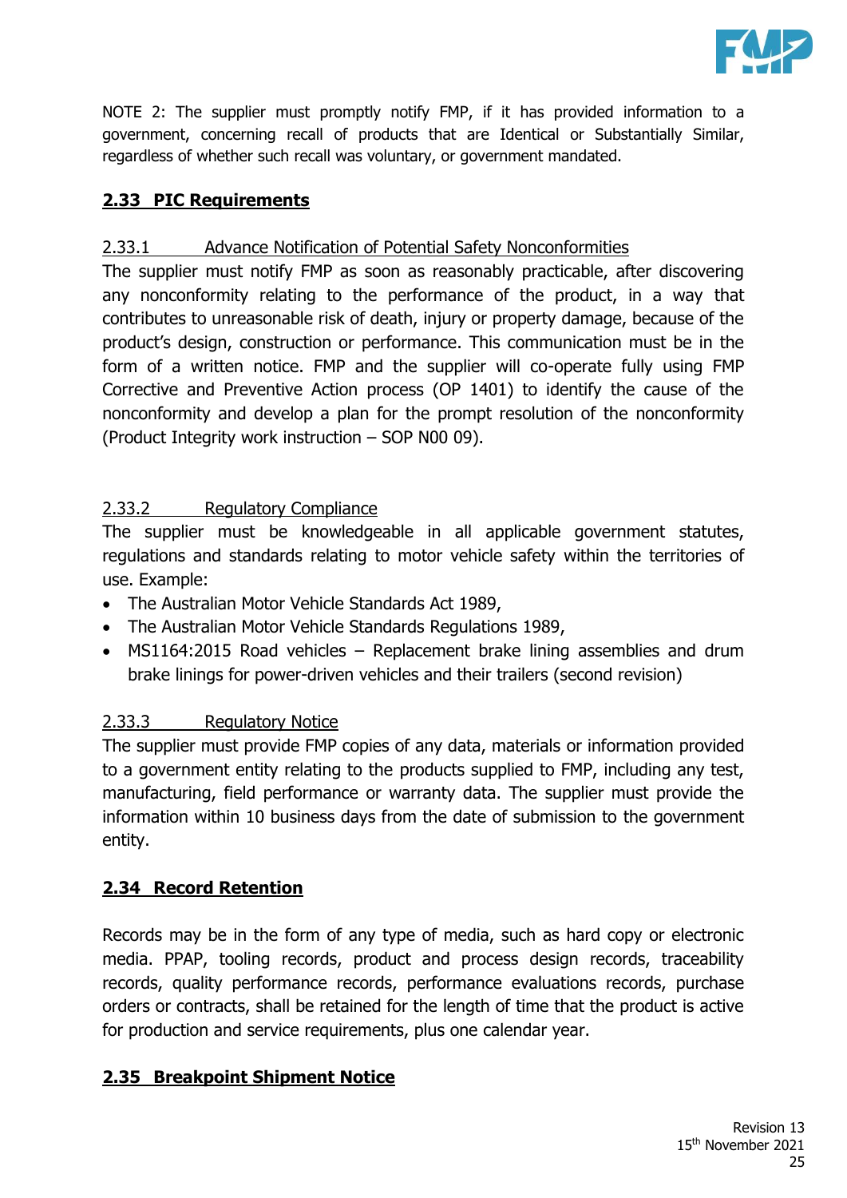NOTE 2: The supplier must promptly notify FMP, if it has provided information to a government, concerning recall of products that are Identical or Substantially Similar, regardless of whether such recall was voluntary, or government mandated.

## 2.33 PIC Requirements

### 2.33.1 Advance Notification of Potential Safety Nonconformities

The supplier must notify FMP as soon as reasonably practicable, after discovering any nonconformity relating to the performance of the product, in a way that contributes to unreasonable risk of death, injury or property damage, because of the product's design, construction or performance. This communication must be in the form of a written notice. FMP and the supplier will co-operate fully using FMP Corrective and Preventive Action process (OP 1401) to identify the cause of the nonconformity and develop a plan for the prompt resolution of the nonconformity (Product Integrity work instruction – SOP N00 09).

### 2.33.2 Regulatory Compliance

The supplier must be knowledgeable in all applicable government statutes, regulations and standards relating to motor vehicle safety within the territories of use. Example:

- The Australian Motor Vehicle Standards Act 1989,
- The Australian Motor Vehicle Standards Regulations 1989,
- MS1164:2015 Road vehicles – Replacement brake lining assemblies and drum brake linings for power-driven vehicles and their trailers (second revision)

### 2.33.3 Regulatory Notice

The supplier must provide FMP copies of any data, materials or information provided to a government entity relating to the products supplied to FMP, including any test, manufacturing, field performance or warranty data. The supplier must provide the information within 10 business days from the date of submission to the government entity.

## 2.34 Record Retention

Records may be in the form of any type of media, such as hard copy or electronic media. PPAP, tooling records, product and process design records, traceability records, quality performance records, performance evaluations records, purchase orders or contracts, shall be retained for the length of time that the product is active for production and service requirements, plus one calendar year.

## 2.35 Breakpoint Shipment Notice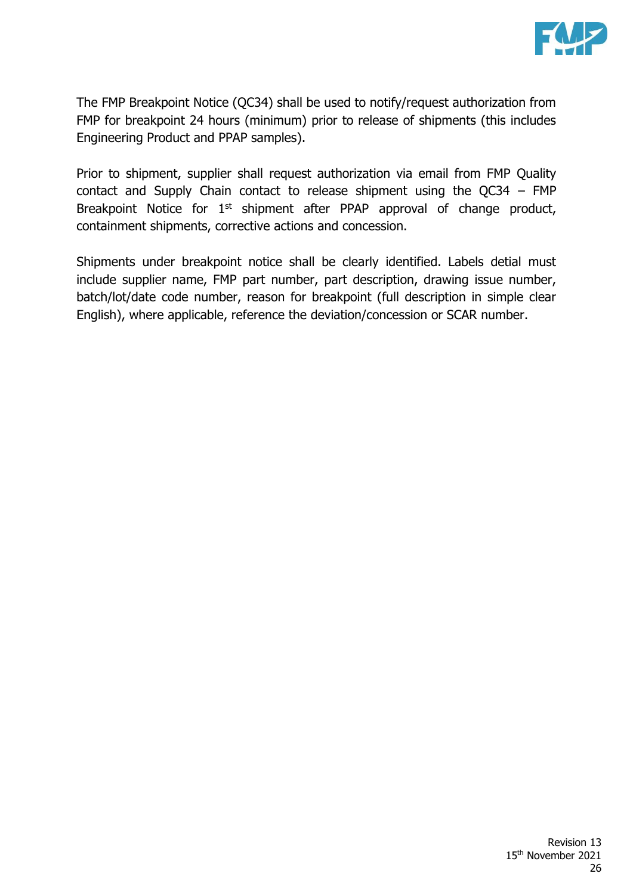The FMP Breakpoint Notice (QC34) shall be used to notify/request authorization from FMP for breakpoint 24 hours (minimum) prior to release of shipments (this includes Engineering Product and PPAP samples).

Prior to shipment, supplier shall request authorization via email from FMP Quality contact and Supply Chain contact to release shipment using the QC34 – FMP Breakpoint Notice for 1st shipment after PPAP approval of change product, containment shipments, corrective actions and concession.

Shipments under breakpoint notice shall be clearly identified. Labels detial must include supplier name, FMP part number, part description, drawing issue number, batch/lot/date code number, reason for breakpoint (full description in simple clear English), where applicable, reference the deviation/concession or SCAR number.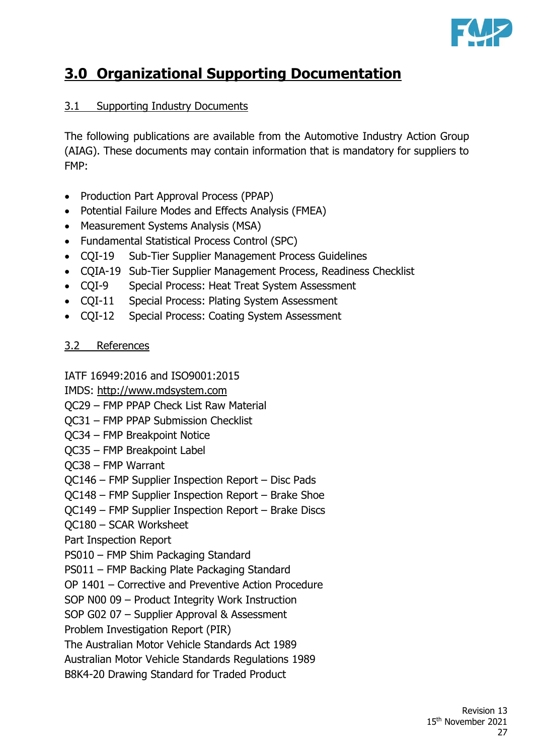# 3.0 Organizational Supporting Documentation

## 3.1 Supporting Industry Documents

The following publications are available from the Automotive Industry Action Group (AIAG). These documents may contain information that is mandatory for suppliers to FMP:

- Production Part Approval Process (PPAP)
- Potential Failure Modes and Effects Analysis (FMEA)
- Measurement Systems Analysis (MSA)
- Fundamental Statistical Process Control (SPC)
- CQI-19 Sub-Tier Supplier Management Process Guidelines
- CQIA-19 Sub-Tier Supplier Management Process, Readiness Checklist
- CQI-9 Special Process: Heat Treat System Assessment
- CQI-11 Special Process: Plating System Assessment
- CQI-12 Special Process: Coating System Assessment

## 3.2 References

IATF 16949:2016 and ISO9001:2015
IMDS: http://www.mdsystem.com
QC29 – FMP PPAP Check List Raw Material
QC31 – FMP PPAP Submission Checklist
QC34 – FMP Breakpoint Notice
QC35 – FMP Breakpoint Label
QC38 – FMP Warrant
QC146 – FMP Supplier Inspection Report – Disc Pads
QC148 – FMP Supplier Inspection Report – Brake Shoe
QC149 – FMP Supplier Inspection Report – Brake Discs
QC180 – SCAR Worksheet
Part Inspection Report
PS010 – FMP Shim Packaging Standard
PS011 – FMP Backing Plate Packaging Standard
OP 1401 – Corrective and Preventive Action Procedure
SOP N00 09 – Product Integrity Work Instruction
SOP G02 07 – Supplier Approval & Assessment
Problem Investigation Report (PIR)
The Australian Motor Vehicle Standards Act 1989
Australian Motor Vehicle Standards Regulations 1989
B8K4-20 Drawing Standard for Traded Product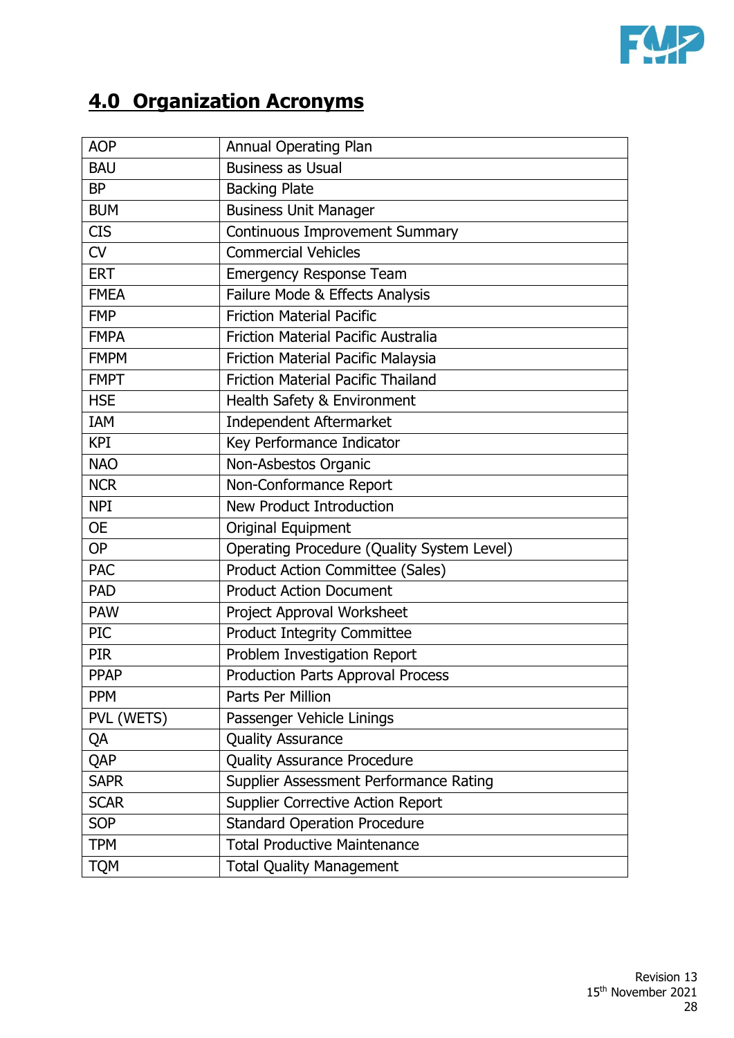# 4.0 Organization Acronyms

| | |
|---|---|
| AOP | Annual Operating Plan |
| BAU | Business as Usual |
| BP | Backing Plate |
| BUM | Business Unit Manager |
| CIS | Continuous Improvement Summary |
| CV | Commercial Vehicles |
| ERT | Emergency Response Team |
| FMEA | Failure Mode & Effects Analysis |
| FMP | Friction Material Pacific |
| FMPA | Friction Material Pacific Australia |
| FMPM | Friction Material Pacific Malaysia |
| FMPT | Friction Material Pacific Thailand |
| HSE | Health Safety & Environment |
| IAM | Independent Aftermarket |
| KPI | Key Performance Indicator |
| NAO | Non-Asbestos Organic |
| NCR | Non-Conformance Report |
| NPI | New Product Introduction |
| OE | Original Equipment |
| OP | Operating Procedure (Quality System Level) |
| PAC | Product Action Committee (Sales) |
| PAD | Product Action Document |
| PAW | Project Approval Worksheet |
| PIC | Product Integrity Committee |
| PIR | Problem Investigation Report |
| PPAP | Production Parts Approval Process |
| PPM | Parts Per Million |
| PVL (WETS) | Passenger Vehicle Linings |
| QA | Quality Assurance |
| QAP | Quality Assurance Procedure |
| SAPR | Supplier Assessment Performance Rating |
| SCAR | Supplier Corrective Action Report |
| SOP | Standard Operation Procedure |
| TPM | Total Productive Maintenance |
| TQM | Total Quality Management |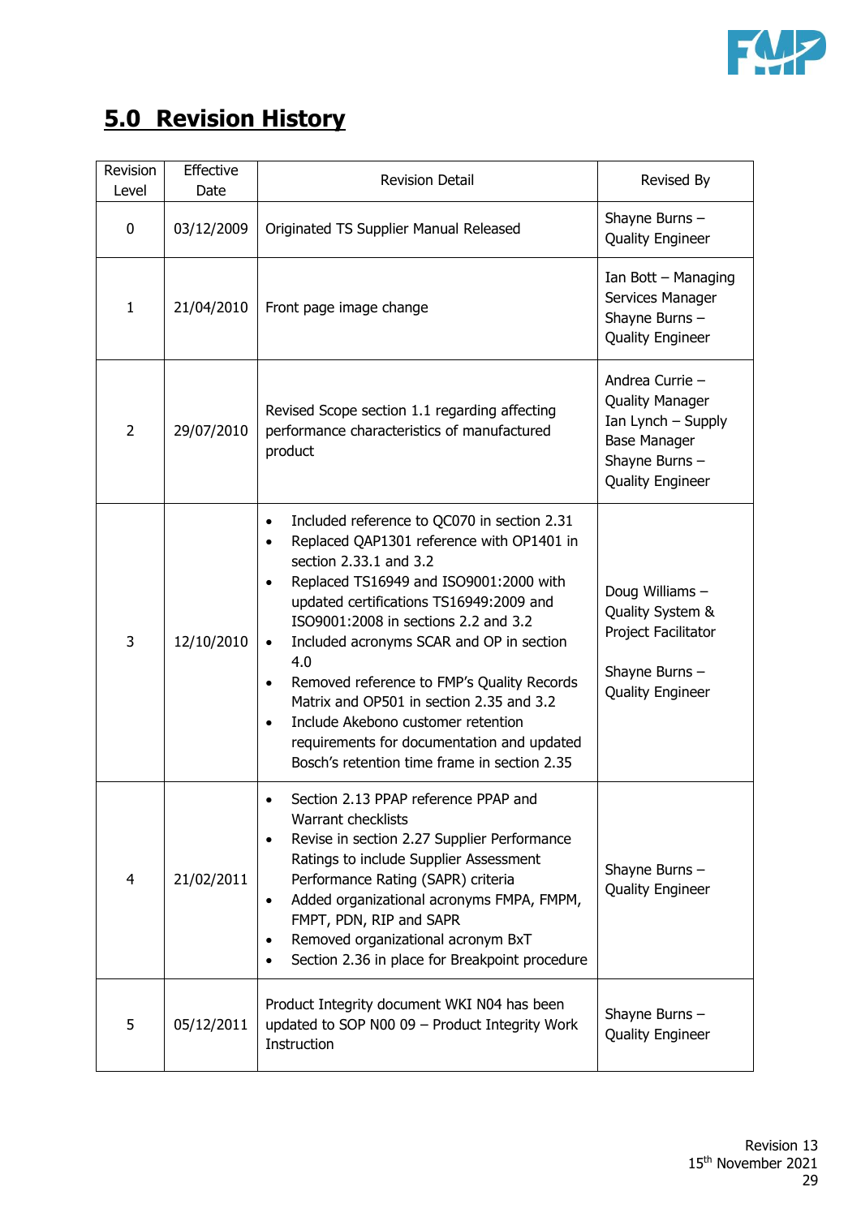# 5.0 Revision History

| Revision Level | Effective Date | Revision Detail | Revised By |
|---|---|---|---|
| 0 | 03/12/2009 | Originated TS Supplier Manual Released | Shayne Burns – Quality Engineer |
| 1 | 21/04/2010 | Front page image change | Ian Bott – Managing Services Manager<br>Shayne Burns – Quality Engineer |
| 2 | 29/07/2010 | Revised Scope section 1.1 regarding affecting performance characteristics of manufactured product | Andrea Currie – Quality Manager<br>Ian Lynch – Supply Base Manager<br>Shayne Burns – Quality Engineer |
| 3 | 12/10/2010 | • Included reference to QC070 in section 2.31<br>• Replaced QAP1301 reference with OP1401 in section 2.33.1 and 3.2<br>• Replaced TS16949 and ISO9001:2000 with updated certifications TS16949:2009 and ISO9001:2008 in sections 2.2 and 3.2<br>• Included acronyms SCAR and OP in section 4.0<br>• Removed reference to FMP's Quality Records Matrix and OP501 in section 2.35 and 3.2<br>• Include Akebono customer retention requirements for documentation and updated Bosch's retention time frame in section 2.35 | Doug Williams – Quality System & Project Facilitator<br><br>Shayne Burns – Quality Engineer |
| 4 | 21/02/2011 | • Section 2.13 PPAP reference PPAP and Warrant checklists<br>• Revise in section 2.27 Supplier Performance Ratings to include Supplier Assessment Performance Rating (SAPR) criteria<br>• Added organizational acronyms FMPA, FMPM, FMPT, PDN, RIP and SAPR<br>• Removed organizational acronym BxT<br>• Section 2.36 in place for Breakpoint procedure | Shayne Burns – Quality Engineer |
| 5 | 05/12/2011 | Product Integrity document WKI N04 has been updated to SOP N00 09 – Product Integrity Work Instruction | Shayne Burns – Quality Engineer |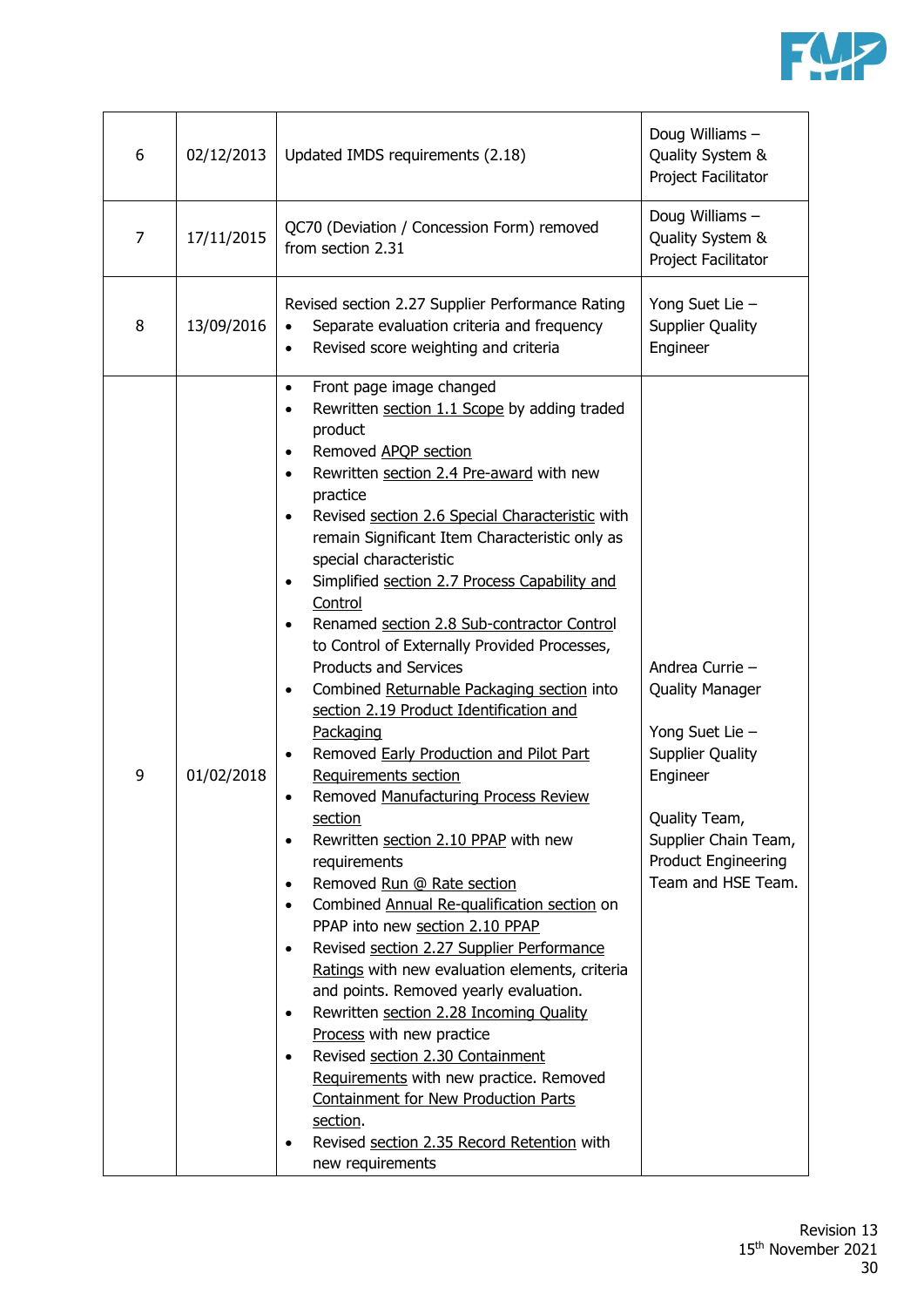| 6 | 02/12/2013 | Updated IMDS requirements (2.18) | Doug Williams – Quality System & Project Facilitator |
|---|---|---|---|
| 7 | 17/11/2015 | QC70 (Deviation / Concession Form) removed from section 2.31 | Doug Williams – Quality System & Project Facilitator |
| 8 | 13/09/2016 | Revised section 2.27 Supplier Performance Rating<br>• Separate evaluation criteria and frequency<br>• Revised score weighting and criteria | Yong Suet Lie – Supplier Quality Engineer |
| 9 | 01/02/2018 | • Front page image changed<br>• Rewritten section 1.1 Scope by adding traded product<br>• Removed APQP section<br>• Rewritten section 2.4 Pre-award with new practice<br>• Revised section 2.6 Special Characteristic with remain Significant Item Characteristic only as special characteristic<br>• Simplified section 2.7 Process Capability and Control<br>• Renamed section 2.8 Sub-contractor Control to Control of Externally Provided Processes, Products and Services<br>• Combined Returnable Packaging section into section 2.19 Product Identification and Packaging<br>• Removed Early Production and Pilot Part Requirements section<br>• Removed Manufacturing Process Review section<br>• Rewritten section 2.10 PPAP with new requirements<br>• Removed Run @ Rate section<br>• Combined Annual Re-qualification section on PPAP into new section 2.10 PPAP<br>• Revised section 2.27 Supplier Performance Ratings with new evaluation elements, criteria and points. Removed yearly evaluation.<br>• Rewritten section 2.28 Incoming Quality Process with new practice<br>• Revised section 2.30 Containment Requirements with new practice. Removed Containment for New Production Parts section.<br>• Revised section 2.35 Record Retention with new requirements | Andrea Currie – Quality Manager<br><br>Yong Suet Lie – Supplier Quality Engineer<br><br>Quality Team, Supplier Chain Team, Product Engineering Team and HSE Team. |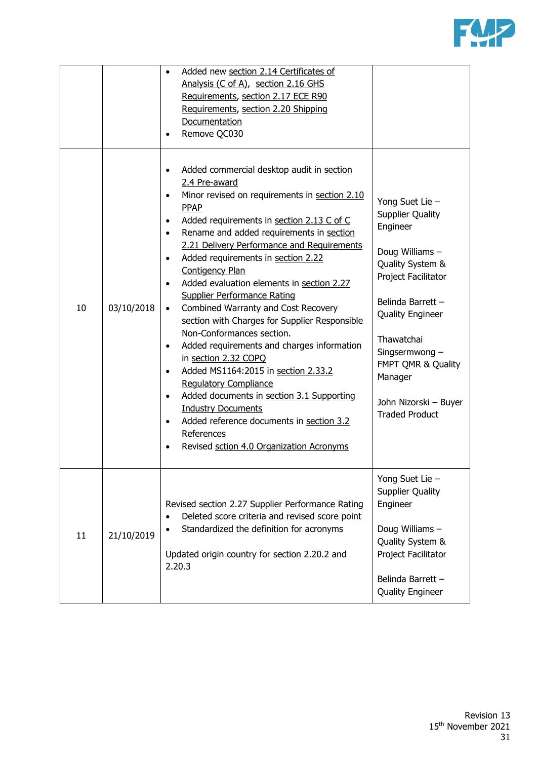| | | | |
|---|---|---|---|
| | | • Added new section 2.14 Certificates of Analysis (C of A), section 2.16 GHS Requirements, section 2.17 ECE R90 Requirements, section 2.20 Shipping Documentation<br>• Remove QC030 | |
| 10 | 03/10/2018 | • Added commercial desktop audit in section 2.4 Pre-award<br>• Minor revised on requirements in section 2.10 PPAP<br>• Added requirements in section 2.13 C of C<br>• Rename and added requirements in section 2.21 Delivery Performance and Requirements<br>• Added requirements in section 2.22 Contigency Plan<br>• Added evaluation elements in section 2.27 Supplier Performance Rating<br>• Combined Warranty and Cost Recovery section with Charges for Supplier Responsible Non-Conformances section.<br>• Added requirements and charges information in section 2.32 COPQ<br>• Added MS1164:2015 in section 2.33.2 Regulatory Compliance<br>• Added documents in section 3.1 Supporting Industry Documents<br>• Added reference documents in section 3.2 References<br>• Revised sction 4.0 Organization Acronyms | Yong Suet Lie – Supplier Quality Engineer<br><br>Doug Williams – Quality System & Project Facilitator<br><br>Belinda Barrett – Quality Engineer<br><br>Thawatchai Singsermwong – FMPT QMR & Quality Manager<br><br>John Nizorski – Buyer Traded Product |
| 11 | 21/10/2019 | Revised section 2.27 Supplier Performance Rating<br>• Deleted score criteria and revised score point<br>• Standardized the definition for acronyms<br><br>Updated origin country for section 2.20.2 and 2.20.3 | Yong Suet Lie – Supplier Quality Engineer<br><br>Doug Williams – Quality System & Project Facilitator<br><br>Belinda Barrett – Quality Engineer |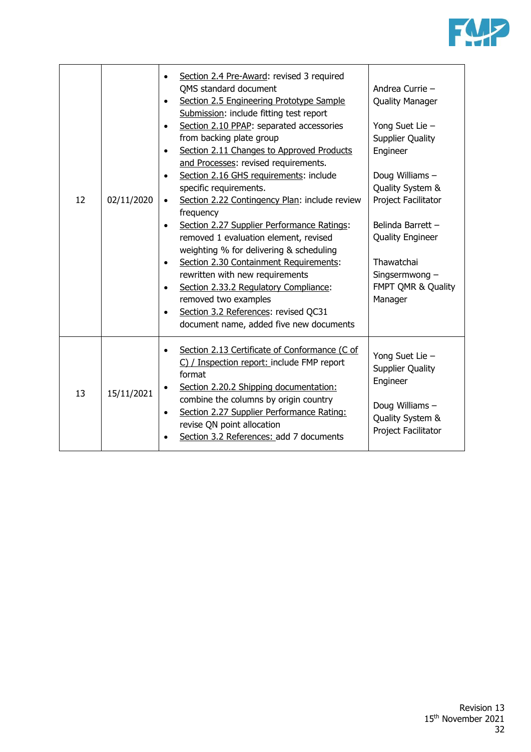| | | | |
|---|---|---|---|
| 12 | 02/11/2020 | • Section 2.4 Pre-Award: revised 3 required QMS standard document<br>• Section 2.5 Engineering Prototype Sample Submission: include fitting test report<br>• Section 2.10 PPAP: separated accessories from backing plate group<br>• Section 2.11 Changes to Approved Products and Processes: revised requirements.<br>• Section 2.16 GHS requirements: include specific requirements.<br>• Section 2.22 Contingency Plan: include review frequency<br>• Section 2.27 Supplier Performance Ratings: removed 1 evaluation element, revised weighting % for delivering & scheduling<br>• Section 2.30 Containment Requirements: rewritten with new requirements<br>• Section 2.33.2 Regulatory Compliance: removed two examples<br>• Section 3.2 References: revised QC31 document name, added five new documents | Andrea Currie – Quality Manager<br><br>Yong Suet Lie – Supplier Quality Engineer<br><br>Doug Williams – Quality System & Project Facilitator<br><br>Belinda Barrett – Quality Engineer<br><br>Thawatchai Singsermwong – FMPT QMR & Quality Manager |
| 13 | 15/11/2021 | • Section 2.13 Certificate of Conformance (C of C) / Inspection report: include FMP report format<br>• Section 2.20.2 Shipping documentation: combine the columns by origin country<br>• Section 2.27 Supplier Performance Rating: revise QN point allocation<br>• Section 3.2 References: add 7 documents | Yong Suet Lie – Supplier Quality Engineer<br><br>Doug Williams – Quality System & Project Facilitator |